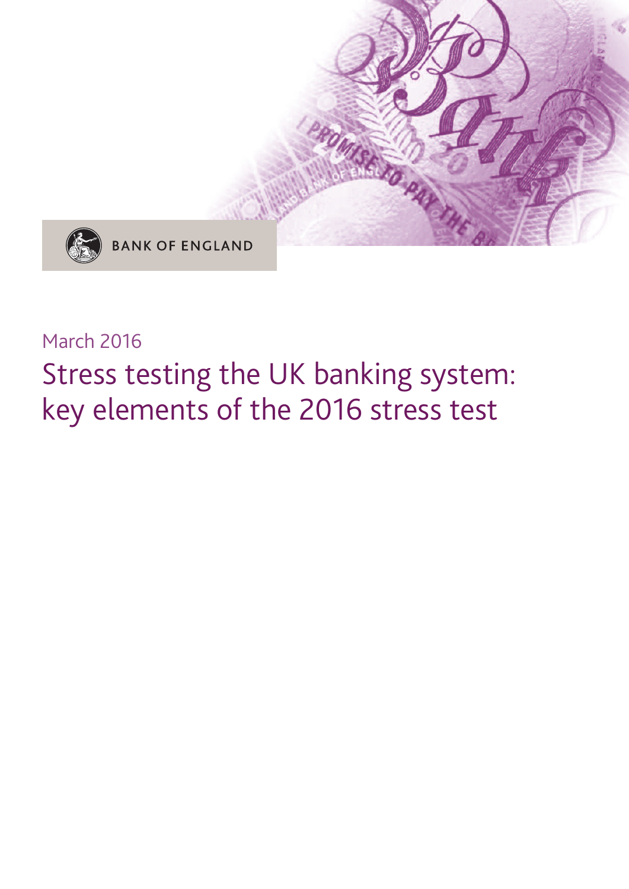BANK OF ENGLAND

March 2016

# Stress testing the UK banking system: key elements of the 2016 stress test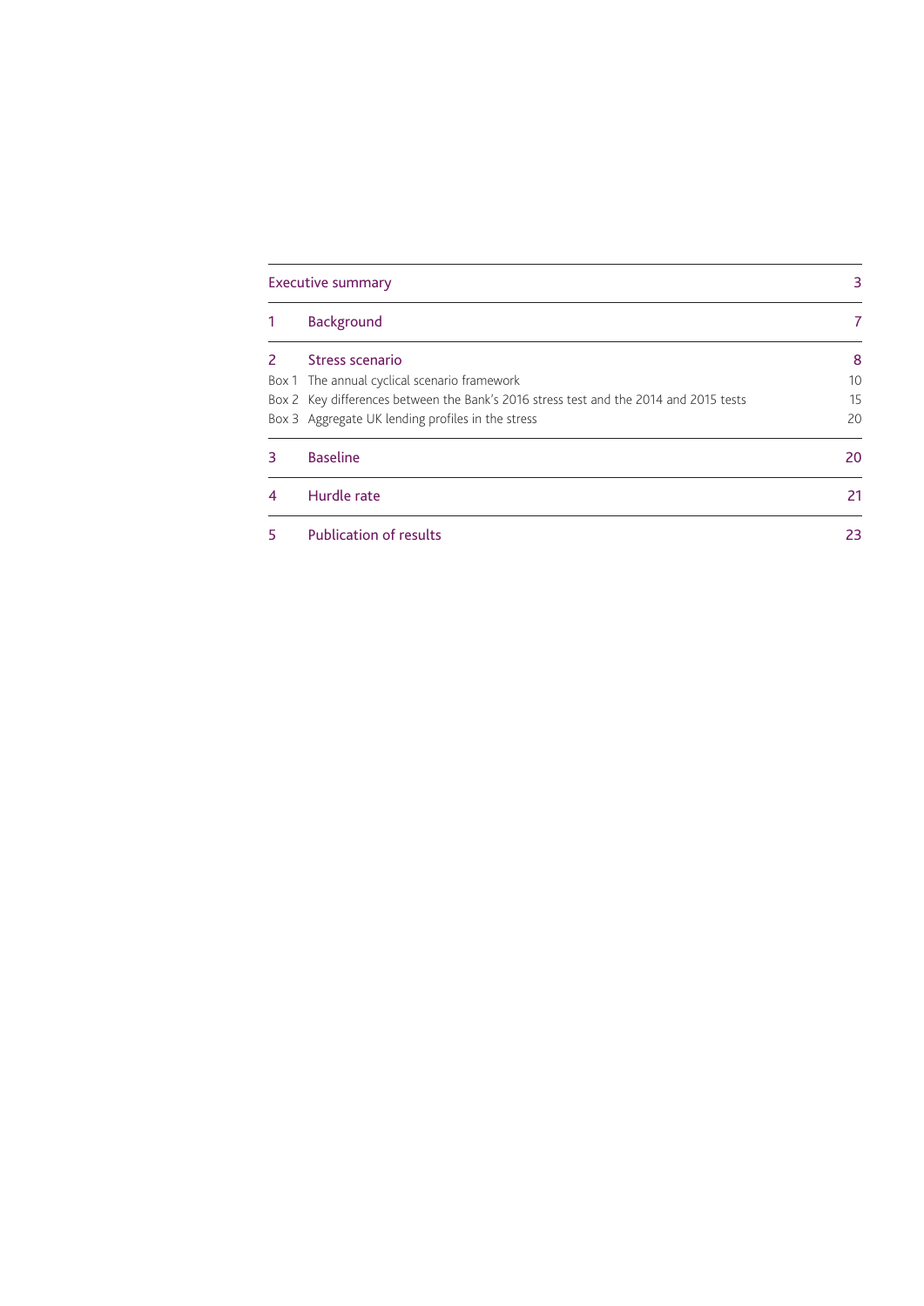| | | |
|---|---|---|
| Executive summary | | 3 |
| 1 | Background | 7 |
| 2 | Stress scenario | 8 |
| Box 1 | The annual cyclical scenario framework | 10 |
| Box 2 | Key differences between the Bank's 2016 stress test and the 2014 and 2015 tests | 15 |
| Box 3 | Aggregate UK lending profiles in the stress | 20 |
| 3 | Baseline | 20 |
| 4 | Hurdle rate | 21 |
| 5 | Publication of results | 23 |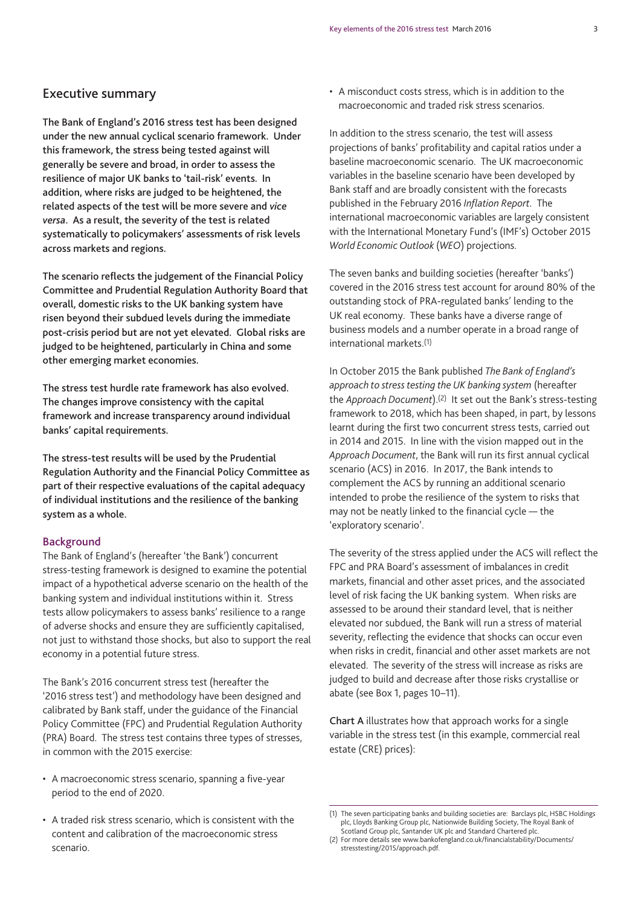## Executive summary

**The Bank of England's 2016 stress test has been designed under the new annual cyclical scenario framework. Under this framework, the stress being tested against will generally be severe and broad, in order to assess the resilience of major UK banks to 'tail-risk' events. In addition, where risks are judged to be heightened, the related aspects of the test will be more severe and *vice versa*. As a result, the severity of the test is related systematically to policymakers' assessments of risk levels across markets and regions.**

**The scenario reflects the judgement of the Financial Policy Committee and Prudential Regulation Authority Board that overall, domestic risks to the UK banking system have risen beyond their subdued levels during the immediate post-crisis period but are not yet elevated. Global risks are judged to be heightened, particularly in China and some other emerging market economies.**

**The stress test hurdle rate framework has also evolved. The changes improve consistency with the capital framework and increase transparency around individual banks' capital requirements.**

**The stress-test results will be used by the Prudential Regulation Authority and the Financial Policy Committee as part of their respective evaluations of the capital adequacy of individual institutions and the resilience of the banking system as a whole.**

### Background

The Bank of England's (hereafter 'the Bank') concurrent stress-testing framework is designed to examine the potential impact of a hypothetical adverse scenario on the health of the banking system and individual institutions within it. Stress tests allow policymakers to assess banks' resilience to a range of adverse shocks and ensure they are sufficiently capitalised, not just to withstand those shocks, but also to support the real economy in a potential future stress.

The Bank's 2016 concurrent stress test (hereafter the '2016 stress test') and methodology have been designed and calibrated by Bank staff, under the guidance of the Financial Policy Committee (FPC) and Prudential Regulation Authority (PRA) Board. The stress test contains three types of stresses, in common with the 2015 exercise:

- A macroeconomic stress scenario, spanning a five-year period to the end of 2020.
- A traded risk stress scenario, which is consistent with the content and calibration of the macroeconomic stress scenario.
- A misconduct costs stress, which is in addition to the macroeconomic and traded risk stress scenarios.

In addition to the stress scenario, the test will assess projections of banks' profitability and capital ratios under a baseline macroeconomic scenario. The UK macroeconomic variables in the baseline scenario have been developed by Bank staff and are broadly consistent with the forecasts published in the February 2016 *Inflation Report*. The international macroeconomic variables are largely consistent with the International Monetary Fund's (IMF's) October 2015 *World Economic Outlook* (*WEO*) projections.

The seven banks and building societies (hereafter 'banks') covered in the 2016 stress test account for around 80% of the outstanding stock of PRA-regulated banks' lending to the UK real economy. These banks have a diverse range of business models and a number operate in a broad range of international markets.(1)

In October 2015 the Bank published *The Bank of England's approach to stress testing the UK banking system* (hereafter the *Approach Document*).(2) It set out the Bank's stress-testing framework to 2018, which has been shaped, in part, by lessons learnt during the first two concurrent stress tests, carried out in 2014 and 2015. In line with the vision mapped out in the *Approach Document*, the Bank will run its first annual cyclical scenario (ACS) in 2016. In 2017, the Bank intends to complement the ACS by running an additional scenario intended to probe the resilience of the system to risks that may not be neatly linked to the financial cycle — the 'exploratory scenario'.

The severity of the stress applied under the ACS will reflect the FPC and PRA Board's assessment of imbalances in credit markets, financial and other asset prices, and the associated level of risk facing the UK banking system. When risks are assessed to be around their standard level, that is neither elevated nor subdued, the Bank will run a stress of material severity, reflecting the evidence that shocks can occur even when risks in credit, financial and other asset markets are not elevated. The severity of the stress will increase as risks are judged to build and decrease after those risks crystallise or abate (see Box 1, pages 10–11).

**Chart A** illustrates how that approach works for a single variable in the stress test (in this example, commercial real estate (CRE) prices):

(1) The seven participating banks and building societies are: Barclays plc, HSBC Holdings plc, Lloyds Banking Group plc, Nationwide Building Society, The Royal Bank of Scotland Group plc, Santander UK plc and Standard Chartered plc.
(2) For more details see www.bankofengland.co.uk/financialstability/Documents/stresstesting/2015/approach.pdf.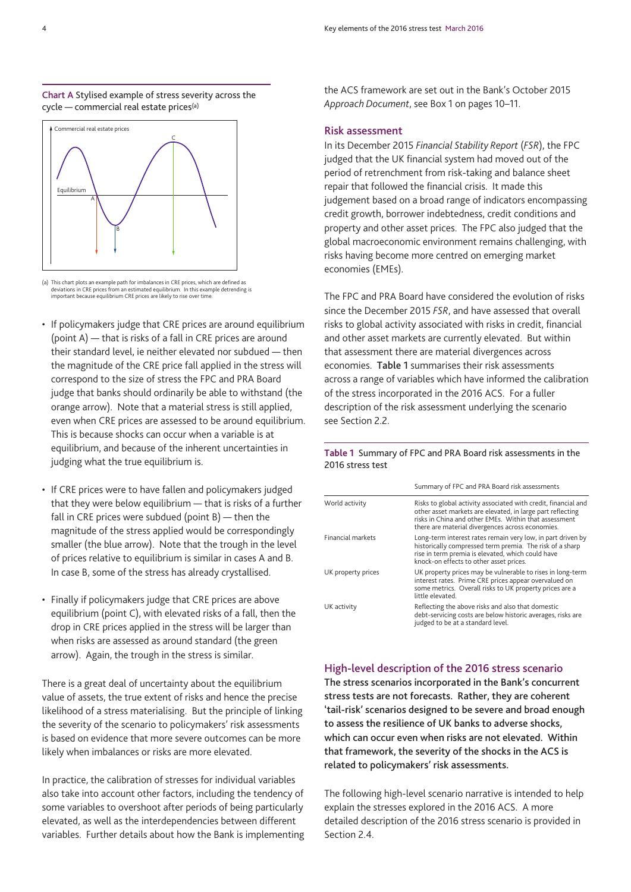Chart A Stylised example of stress severity across the cycle — commercial real estate prices(a)

(a) This chart plots an example path for imbalances in CRE prices, which are defined as deviations in CRE prices from an estimated equilibrium. In this example detrending is important because equilibrium CRE prices are likely to rise over time.

- If policymakers judge that CRE prices are around equilibrium (point A) — that is risks of a fall in CRE prices are around their standard level, ie neither elevated nor subdued — then the magnitude of the CRE price fall applied in the stress will correspond to the size of stress the FPC and PRA Board judge that banks should ordinarily be able to withstand (the orange arrow). Note that a material stress is still applied, even when CRE prices are assessed to be around equilibrium. This is because shocks can occur when a variable is at equilibrium, and because of the inherent uncertainties in judging what the true equilibrium is.

- If CRE prices were to have fallen and policymakers judged that they were below equilibrium — that is risks of a further fall in CRE prices were subdued (point B) — then the magnitude of the stress applied would be correspondingly smaller (the blue arrow). Note that the trough in the level of prices relative to equilibrium is similar in cases A and B. In case B, some of the stress has already crystallised.

- Finally if policymakers judge that CRE prices are above equilibrium (point C), with elevated risks of a fall, then the drop in CRE prices applied in the stress will be larger than when risks are assessed as around standard (the green arrow). Again, the trough in the stress is similar.

There is a great deal of uncertainty about the equilibrium value of assets, the true extent of risks and hence the precise likelihood of a stress materialising. But the principle of linking the severity of the scenario to policymakers' risk assessments is based on evidence that more severe outcomes can be more likely when imbalances or risks are more elevated.

In practice, the calibration of stresses for individual variables also take into account other factors, including the tendency of some variables to overshoot after periods of being particularly elevated, as well as the interdependencies between different variables. Further details about how the Bank is implementing the ACS framework are set out in the Bank's October 2015 *Approach Document*, see Box 1 on pages 10–11.

## Risk assessment

In its December 2015 *Financial Stability Report* (*FSR*), the FPC judged that the UK financial system had moved out of the period of retrenchment from risk-taking and balance sheet repair that followed the financial crisis. It made this judgement based on a broad range of indicators encompassing credit growth, borrower indebtedness, credit conditions and property and other asset prices. The FPC also judged that the global macroeconomic environment remains challenging, with risks having become more centred on emerging market economies (EMEs).

The FPC and PRA Board have considered the evolution of risks since the December 2015 *FSR*, and have assessed that overall risks to global activity associated with risks in credit, financial and other asset markets are currently elevated. But within that assessment there are material divergences across economies. **Table 1** summarises their risk assessments across a range of variables which have informed the calibration of the stress incorporated in the 2016 ACS. For a fuller description of the risk assessment underlying the scenario see Section 2.2.

**Table 1** Summary of FPC and PRA Board risk assessments in the 2016 stress test

| | Summary of FPC and PRA Board risk assessments |
|---|---|
| World activity | Risks to global activity associated with credit, financial and other asset markets are elevated, in large part reflecting risks in China and other EMEs. Within that assessment there are material divergences across economies. |
| Financial markets | Long-term interest rates remain very low, in part driven by historically compressed term premia. The risk of a sharp rise in term premia is elevated, which could have knock-on effects to other asset prices. |
| UK property prices | UK property prices may be vulnerable to rises in long-term interest rates. Prime CRE prices appear overvalued on some metrics. Overall risks to UK property prices are a little elevated. |
| UK activity | Reflecting the above risks and also that domestic debt-servicing costs are below historic averages, risks are judged to be at a standard level. |

## High-level description of the 2016 stress scenario

**The stress scenarios incorporated in the Bank's concurrent stress tests are not forecasts. Rather, they are coherent 'tail-risk' scenarios designed to be severe and broad enough to assess the resilience of UK banks to adverse shocks, which can occur even when risks are not elevated. Within that framework, the severity of the shocks in the ACS is related to policymakers' risk assessments.**

The following high-level scenario narrative is intended to help explain the stresses explored in the 2016 ACS. A more detailed description of the 2016 stress scenario is provided in Section 2.4.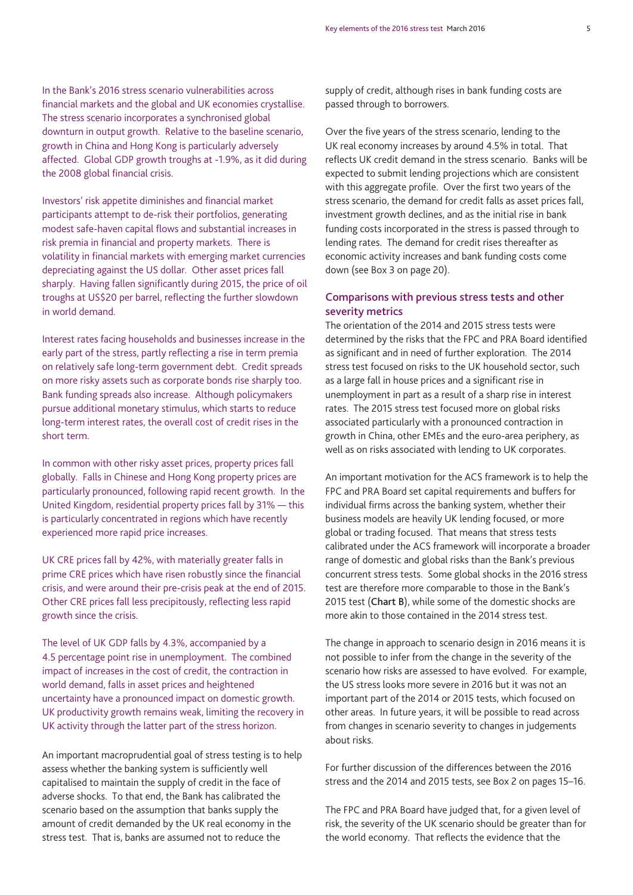In the Bank's 2016 stress scenario vulnerabilities across financial markets and the global and UK economies crystallise. The stress scenario incorporates a synchronised global downturn in output growth. Relative to the baseline scenario, growth in China and Hong Kong is particularly adversely affected. Global GDP growth troughs at -1.9%, as it did during the 2008 global financial crisis.

Investors' risk appetite diminishes and financial market participants attempt to de-risk their portfolios, generating modest safe-haven capital flows and substantial increases in risk premia in financial and property markets. There is volatility in financial markets with emerging market currencies depreciating against the US dollar. Other asset prices fall sharply. Having fallen significantly during 2015, the price of oil troughs at US$20 per barrel, reflecting the further slowdown in world demand.

Interest rates facing households and businesses increase in the early part of the stress, partly reflecting a rise in term premia on relatively safe long-term government debt. Credit spreads on more risky assets such as corporate bonds rise sharply too. Bank funding spreads also increase. Although policymakers pursue additional monetary stimulus, which starts to reduce long-term interest rates, the overall cost of credit rises in the short term.

In common with other risky asset prices, property prices fall globally. Falls in Chinese and Hong Kong property prices are particularly pronounced, following rapid recent growth. In the United Kingdom, residential property prices fall by 31% — this is particularly concentrated in regions which have recently experienced more rapid price increases.

UK CRE prices fall by 42%, with materially greater falls in prime CRE prices which have risen robustly since the financial crisis, and were around their pre-crisis peak at the end of 2015. Other CRE prices fall less precipitously, reflecting less rapid growth since the crisis.

The level of UK GDP falls by 4.3%, accompanied by a 4.5 percentage point rise in unemployment. The combined impact of increases in the cost of credit, the contraction in world demand, falls in asset prices and heightened uncertainty have a pronounced impact on domestic growth. UK productivity growth remains weak, limiting the recovery in UK activity through the latter part of the stress horizon.

An important macroprudential goal of stress testing is to help assess whether the banking system is sufficiently well capitalised to maintain the supply of credit in the face of adverse shocks. To that end, the Bank has calibrated the scenario based on the assumption that banks supply the amount of credit demanded by the UK real economy in the stress test. That is, banks are assumed not to reduce the supply of credit, although rises in bank funding costs are passed through to borrowers.

Over the five years of the stress scenario, lending to the UK real economy increases by around 4.5% in total. That reflects UK credit demand in the stress scenario. Banks will be expected to submit lending projections which are consistent with this aggregate profile. Over the first two years of the stress scenario, the demand for credit falls as asset prices fall, investment growth declines, and as the initial rise in bank funding costs incorporated in the stress is passed through to lending rates. The demand for credit rises thereafter as economic activity increases and bank funding costs come down (see Box 3 on page 20).

## Comparisons with previous stress tests and other severity metrics

The orientation of the 2014 and 2015 stress tests were determined by the risks that the FPC and PRA Board identified as significant and in need of further exploration. The 2014 stress test focused on risks to the UK household sector, such as a large fall in house prices and a significant rise in unemployment in part as a result of a sharp rise in interest rates. The 2015 stress test focused more on global risks associated particularly with a pronounced contraction in growth in China, other EMEs and the euro-area periphery, as well as on risks associated with lending to UK corporates.

An important motivation for the ACS framework is to help the FPC and PRA Board set capital requirements and buffers for individual firms across the banking system, whether their business models are heavily UK lending focused, or more global or trading focused. That means that stress tests calibrated under the ACS framework will incorporate a broader range of domestic and global risks than the Bank's previous concurrent stress tests. Some global shocks in the 2016 stress test are therefore more comparable to those in the Bank's 2015 test (**Chart B**), while some of the domestic shocks are more akin to those contained in the 2014 stress test.

The change in approach to scenario design in 2016 means it is not possible to infer from the change in the severity of the scenario how risks are assessed to have evolved. For example, the US stress looks more severe in 2016 but it was not an important part of the 2014 or 2015 tests, which focused on other areas. In future years, it will be possible to read across from changes in scenario severity to changes in judgements about risks.

For further discussion of the differences between the 2016 stress and the 2014 and 2015 tests, see Box 2 on pages 15–16.

The FPC and PRA Board have judged that, for a given level of risk, the severity of the UK scenario should be greater than for the world economy. That reflects the evidence that the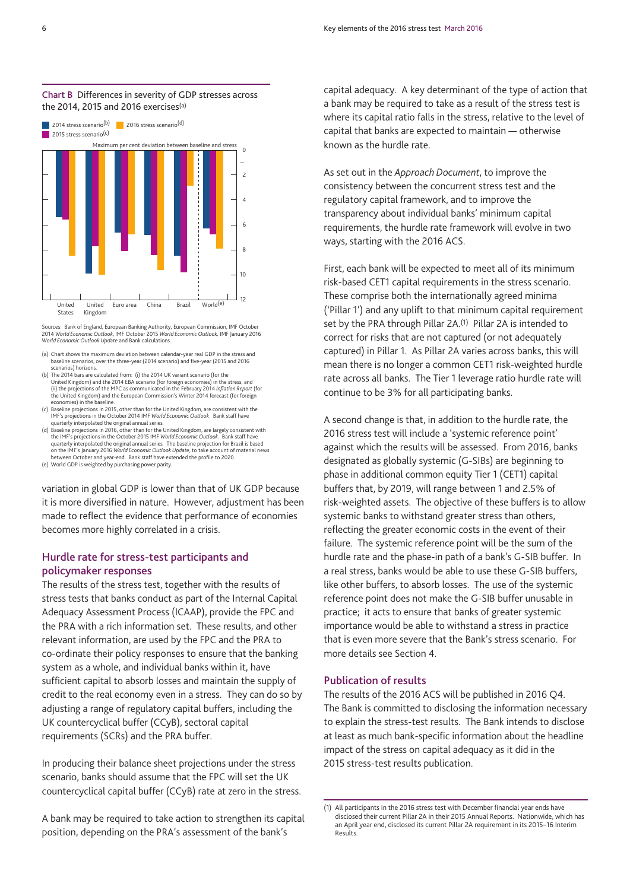**Chart B** Differences in severity of GDP stresses across the 2014, 2015 and 2016 exercises[(a)]

2014 stress scenario[(b)] 2016 stress scenario[(d)] 2015 stress scenario[(c)]

Maximum per cent deviation between baseline and stress

United States, United Kingdom, Euro area, China, Brazil, World[(e)]

Sources: Bank of England, European Banking Authority, European Commission, IMF October 2014 *World Economic Outlook*, IMF October 2015 *World Economic Outlook*, IMF January 2016 *World Economic Outlook Update* and Bank calculations.

(a) Chart shows the maximum deviation between calendar-year real GDP in the stress and baseline scenarios, over the three-year (2014 scenario) and five-year (2015 and 2016 scenarios) horizons.
(b) The 2014 bars are calculated from: (i) the 2014 UK variant scenario (for the United Kingdom) and the 2014 EBA scenario (for foreign economies) in the stress, and (ii) the projections of the MPC as communicated in the February 2014 *Inflation Report* (for the United Kingdom) and the European Commission's Winter 2014 forecast (for foreign economies) in the baseline.
(c) Baseline projections in 2015, other than for the United Kingdom, are consistent with the IMF's projections in the October 2014 IMF *World Economic Outlook*. Bank staff have quarterly interpolated the original annual series.
(d) Baseline projections in 2016, other than for the United Kingdom, are largely consistent with the IMF's projections in the October 2015 IMF *World Economic Outlook*. Bank staff have quarterly interpolated the original annual series. The baseline projection for Brazil is based on the IMF's January 2016 *World Economic Outlook Update*, to take account of material news between October and year-end. Bank staff have extended the profile to 2020.
(e) World GDP is weighted by purchasing power parity.

variation in global GDP is lower than that of UK GDP because it is more diversified in nature. However, adjustment has been made to reflect the evidence that performance of economies becomes more highly correlated in a crisis.

## Hurdle rate for stress-test participants and policymaker responses

The results of the stress test, together with the results of stress tests that banks conduct as part of the Internal Capital Adequacy Assessment Process (ICAAP), provide the FPC and the PRA with a rich information set. These results, and other relevant information, are used by the FPC and the PRA to co-ordinate their policy responses to ensure that the banking system as a whole, and individual banks within it, have sufficient capital to absorb losses and maintain the supply of credit to the real economy even in a stress. They can do so by adjusting a range of regulatory capital buffers, including the UK countercyclical buffer (CCyB), sectoral capital requirements (SCRs) and the PRA buffer.

In producing their balance sheet projections under the stress scenario, banks should assume that the FPC will set the UK countercyclical capital buffer (CCyB) rate at zero in the stress.

A bank may be required to take action to strengthen its capital position, depending on the PRA's assessment of the bank's capital adequacy. A key determinant of the type of action that a bank may be required to take as a result of the stress test is where its capital ratio falls in the stress, relative to the level of capital that banks are expected to maintain — otherwise known as the hurdle rate.

As set out in the *Approach Document*, to improve the consistency between the concurrent stress test and the regulatory capital framework, and to improve the transparency about individual banks' minimum capital requirements, the hurdle rate framework will evolve in two ways, starting with the 2016 ACS.

First, each bank will be expected to meet all of its minimum risk-based CET1 capital requirements in the stress scenario. These comprise both the internationally agreed minima ('Pillar 1') and any uplift to that minimum capital requirement set by the PRA through Pillar 2A.[(1)] Pillar 2A is intended to correct for risks that are not captured (or not adequately captured) in Pillar 1. As Pillar 2A varies across banks, this will mean there is no longer a common CET1 risk-weighted hurdle rate across all banks. The Tier 1 leverage ratio hurdle rate will continue to be 3% for all participating banks.

A second change is that, in addition to the hurdle rate, the 2016 stress test will include a 'systemic reference point' against which the results will be assessed. From 2016, banks designated as globally systemic (G-SIBs) are beginning to phase in additional common equity Tier 1 (CET1) capital buffers that, by 2019, will range between 1 and 2.5% of risk-weighted assets. The objective of these buffers is to allow systemic banks to withstand greater stress than others, reflecting the greater economic costs in the event of their failure. The systemic reference point will be the sum of the hurdle rate and the phase-in path of a bank's G-SIB buffer. In a real stress, banks would be able to use these G-SIB buffers, like other buffers, to absorb losses. The use of the systemic reference point does not make the G-SIB buffer unusable in practice; it acts to ensure that banks of greater systemic importance would be able to withstand a stress in practice that is even more severe that the Bank's stress scenario. For more details see Section 4.

## Publication of results

The results of the 2016 ACS will be published in 2016 Q4. The Bank is committed to disclosing the information necessary to explain the stress-test results. The Bank intends to disclose at least as much bank-specific information about the headline impact of the stress on capital adequacy as it did in the 2015 stress-test results publication.

(1) All participants in the 2016 stress test with December financial year ends have disclosed their current Pillar 2A in their 2015 Annual Reports. Nationwide, which has an April year end, disclosed its current Pillar 2A requirement in its 2015–16 Interim Results.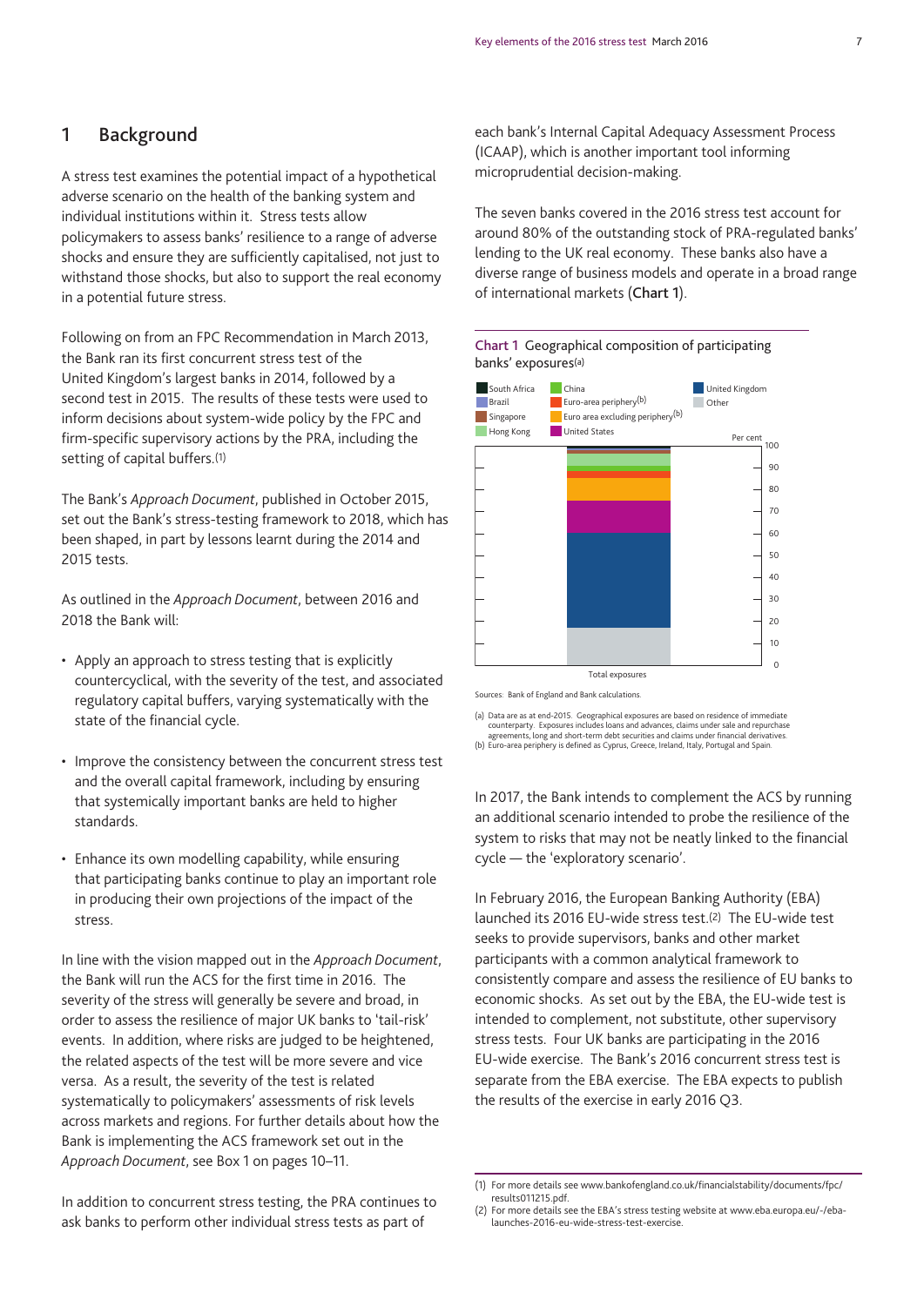## 1 Background

A stress test examines the potential impact of a hypothetical adverse scenario on the health of the banking system and individual institutions within it. Stress tests allow policymakers to assess banks' resilience to a range of adverse shocks and ensure they are sufficiently capitalised, not just to withstand those shocks, but also to support the real economy in a potential future stress.

Following on from an FPC Recommendation in March 2013, the Bank ran its first concurrent stress test of the United Kingdom's largest banks in 2014, followed by a second test in 2015. The results of these tests were used to inform decisions about system-wide policy by the FPC and firm-specific supervisory actions by the PRA, including the setting of capital buffers.[1]

The Bank's *Approach Document*, published in October 2015, set out the Bank's stress-testing framework to 2018, which has been shaped, in part by lessons learnt during the 2014 and 2015 tests.

As outlined in the *Approach Document*, between 2016 and 2018 the Bank will:

- Apply an approach to stress testing that is explicitly countercyclical, with the severity of the test, and associated regulatory capital buffers, varying systematically with the state of the financial cycle.
- Improve the consistency between the concurrent stress test and the overall capital framework, including by ensuring that systemically important banks are held to higher standards.
- Enhance its own modelling capability, while ensuring that participating banks continue to play an important role in producing their own projections of the impact of the stress.

In line with the vision mapped out in the *Approach Document*, the Bank will run the ACS for the first time in 2016. The severity of the stress will generally be severe and broad, in order to assess the resilience of major UK banks to 'tail-risk' events. In addition, where risks are judged to be heightened, the related aspects of the test will be more severe and vice versa. As a result, the severity of the test is related systematically to policymakers' assessments of risk levels across markets and regions. For further details about how the Bank is implementing the ACS framework set out in the *Approach Document*, see Box 1 on pages 10–11.

In addition to concurrent stress testing, the PRA continues to ask banks to perform other individual stress tests as part of each bank's Internal Capital Adequacy Assessment Process (ICAAP), which is another important tool informing microprudential decision-making.

The seven banks covered in the 2016 stress test account for around 80% of the outstanding stock of PRA-regulated banks' lending to the UK real economy. These banks also have a diverse range of business models and operate in a broad range of international markets (**Chart 1**).

**Chart 1** Geographical composition of participating banks' exposures[(a)]

South Africa; Brazil; Singapore; Hong Kong; China; Euro-area periphery[(b)]; Euro area excluding periphery[(b)]; United States; United Kingdom; Other

Per cent (0–100)

Total exposures

Sources: Bank of England and Bank calculations.

(a) Data are as at end-2015. Geographical exposures are based on residence of immediate counterparty. Exposures includes loans and advances, claims under sale and repurchase agreements, long and short-term debt securities and claims under financial derivatives.
(b) Euro-area periphery is defined as Cyprus, Greece, Ireland, Italy, Portugal and Spain.

In 2017, the Bank intends to complement the ACS by running an additional scenario intended to probe the resilience of the system to risks that may not be neatly linked to the financial cycle — the 'exploratory scenario'.

In February 2016, the European Banking Authority (EBA) launched its 2016 EU-wide stress test.[2] The EU-wide test seeks to provide supervisors, banks and other market participants with a common analytical framework to consistently compare and assess the resilience of EU banks to economic shocks. As set out by the EBA, the EU-wide test is intended to complement, not substitute, other supervisory stress tests. Four UK banks are participating in the 2016 EU-wide exercise. The Bank's 2016 concurrent stress test is separate from the EBA exercise. The EBA expects to publish the results of the exercise in early 2016 Q3.

(1) For more details see www.bankofengland.co.uk/financialstability/documents/fpc/results011215.pdf.
(2) For more details see the EBA's stress testing website at www.eba.europa.eu/-/eba-launches-2016-eu-wide-stress-test-exercise.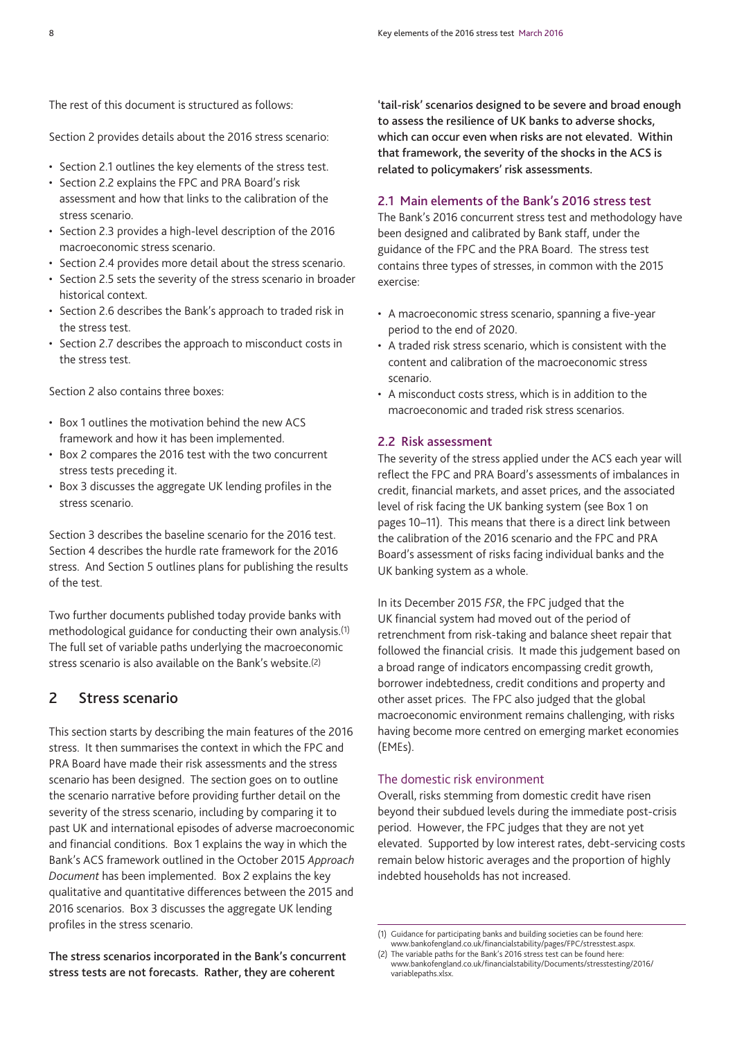The rest of this document is structured as follows:

Section 2 provides details about the 2016 stress scenario:

- Section 2.1 outlines the key elements of the stress test.
- Section 2.2 explains the FPC and PRA Board's risk assessment and how that links to the calibration of the stress scenario.
- Section 2.3 provides a high-level description of the 2016 macroeconomic stress scenario.
- Section 2.4 provides more detail about the stress scenario.
- Section 2.5 sets the severity of the stress scenario in broader historical context.
- Section 2.6 describes the Bank's approach to traded risk in the stress test.
- Section 2.7 describes the approach to misconduct costs in the stress test.

Section 2 also contains three boxes:

- Box 1 outlines the motivation behind the new ACS framework and how it has been implemented.
- Box 2 compares the 2016 test with the two concurrent stress tests preceding it.
- Box 3 discusses the aggregate UK lending profiles in the stress scenario.

Section 3 describes the baseline scenario for the 2016 test. Section 4 describes the hurdle rate framework for the 2016 stress. And Section 5 outlines plans for publishing the results of the test.

Two further documents published today provide banks with methodological guidance for conducting their own analysis.[1] The full set of variable paths underlying the macroeconomic stress scenario is also available on the Bank's website.[2]

## 2 Stress scenario

This section starts by describing the main features of the 2016 stress. It then summarises the context in which the FPC and PRA Board have made their risk assessments and the stress scenario has been designed. The section goes on to outline the scenario narrative before providing further detail on the severity of the stress scenario, including by comparing it to past UK and international episodes of adverse macroeconomic and financial conditions. Box 1 explains the way in which the Bank's ACS framework outlined in the October 2015 *Approach Document* has been implemented. Box 2 explains the key qualitative and quantitative differences between the 2015 and 2016 scenarios. Box 3 discusses the aggregate UK lending profiles in the stress scenario.

**The stress scenarios incorporated in the Bank's concurrent stress tests are not forecasts. Rather, they are coherent 'tail-risk' scenarios designed to be severe and broad enough to assess the resilience of UK banks to adverse shocks, which can occur even when risks are not elevated. Within that framework, the severity of the shocks in the ACS is related to policymakers' risk assessments.**

### 2.1 Main elements of the Bank's 2016 stress test

The Bank's 2016 concurrent stress test and methodology have been designed and calibrated by Bank staff, under the guidance of the FPC and the PRA Board. The stress test contains three types of stresses, in common with the 2015 exercise:

- A macroeconomic stress scenario, spanning a five-year period to the end of 2020.
- A traded risk stress scenario, which is consistent with the content and calibration of the macroeconomic stress scenario.
- A misconduct costs stress, which is in addition to the macroeconomic and traded risk stress scenarios.

### 2.2 Risk assessment

The severity of the stress applied under the ACS each year will reflect the FPC and PRA Board's assessments of imbalances in credit, financial markets, and asset prices, and the associated level of risk facing the UK banking system (see Box 1 on pages 10–11). This means that there is a direct link between the calibration of the 2016 scenario and the FPC and PRA Board's assessment of risks facing individual banks and the UK banking system as a whole.

In its December 2015 *FSR*, the FPC judged that the UK financial system had moved out of the period of retrenchment from risk-taking and balance sheet repair that followed the financial crisis. It made this judgement based on a broad range of indicators encompassing credit growth, borrower indebtedness, credit conditions and property and other asset prices. The FPC also judged that the global macroeconomic environment remains challenging, with risks having become more centred on emerging market economies (EMEs).

#### The domestic risk environment

Overall, risks stemming from domestic credit have risen beyond their subdued levels during the immediate post-crisis period. However, the FPC judges that they are not yet elevated. Supported by low interest rates, debt-servicing costs remain below historic averages and the proportion of highly indebted households has not increased.

(1) Guidance for participating banks and building societies can be found here: www.bankofengland.co.uk/financialstability/pages/FPC/stresstest.aspx.

(2) The variable paths for the Bank's 2016 stress test can be found here: www.bankofengland.co.uk/financialstability/Documents/stresstesting/2016/variablepaths.xlsx.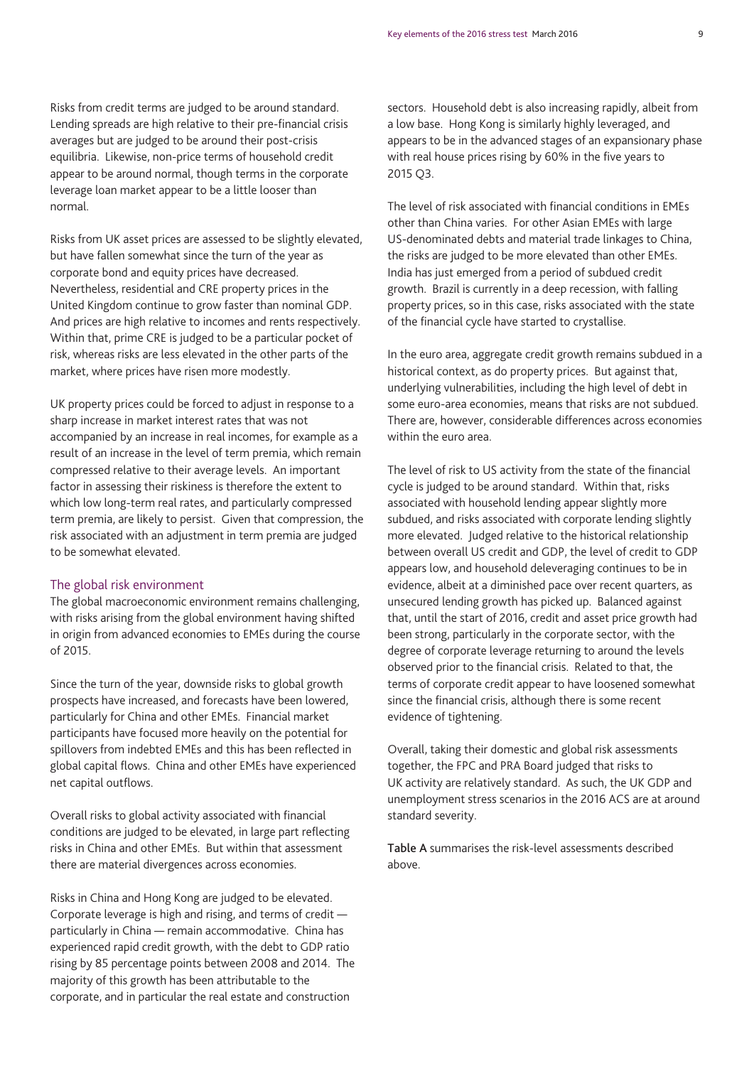Risks from credit terms are judged to be around standard. Lending spreads are high relative to their pre-financial crisis averages but are judged to be around their post-crisis equilibria. Likewise, non-price terms of household credit appear to be around normal, though terms in the corporate leverage loan market appear to be a little looser than normal.

Risks from UK asset prices are assessed to be slightly elevated, but have fallen somewhat since the turn of the year as corporate bond and equity prices have decreased. Nevertheless, residential and CRE property prices in the United Kingdom continue to grow faster than nominal GDP. And prices are high relative to incomes and rents respectively. Within that, prime CRE is judged to be a particular pocket of risk, whereas risks are less elevated in the other parts of the market, where prices have risen more modestly.

UK property prices could be forced to adjust in response to a sharp increase in market interest rates that was not accompanied by an increase in real incomes, for example as a result of an increase in the level of term premia, which remain compressed relative to their average levels. An important factor in assessing their riskiness is therefore the extent to which low long-term real rates, and particularly compressed term premia, are likely to persist. Given that compression, the risk associated with an adjustment in term premia are judged to be somewhat elevated.

## The global risk environment

The global macroeconomic environment remains challenging, with risks arising from the global environment having shifted in origin from advanced economies to EMEs during the course of 2015.

Since the turn of the year, downside risks to global growth prospects have increased, and forecasts have been lowered, particularly for China and other EMEs. Financial market participants have focused more heavily on the potential for spillovers from indebted EMEs and this has been reflected in global capital flows. China and other EMEs have experienced net capital outflows.

Overall risks to global activity associated with financial conditions are judged to be elevated, in large part reflecting risks in China and other EMEs. But within that assessment there are material divergences across economies.

Risks in China and Hong Kong are judged to be elevated. Corporate leverage is high and rising, and terms of credit — particularly in China — remain accommodative. China has experienced rapid credit growth, with the debt to GDP ratio rising by 85 percentage points between 2008 and 2014. The majority of this growth has been attributable to the corporate, and in particular the real estate and construction sectors. Household debt is also increasing rapidly, albeit from a low base. Hong Kong is similarly highly leveraged, and appears to be in the advanced stages of an expansionary phase with real house prices rising by 60% in the five years to 2015 Q3.

The level of risk associated with financial conditions in EMEs other than China varies. For other Asian EMEs with large US-denominated debts and material trade linkages to China, the risks are judged to be more elevated than other EMEs. India has just emerged from a period of subdued credit growth. Brazil is currently in a deep recession, with falling property prices, so in this case, risks associated with the state of the financial cycle have started to crystallise.

In the euro area, aggregate credit growth remains subdued in a historical context, as do property prices. But against that, underlying vulnerabilities, including the high level of debt in some euro-area economies, means that risks are not subdued. There are, however, considerable differences across economies within the euro area.

The level of risk to US activity from the state of the financial cycle is judged to be around standard. Within that, risks associated with household lending appear slightly more subdued, and risks associated with corporate lending slightly more elevated. Judged relative to the historical relationship between overall US credit and GDP, the level of credit to GDP appears low, and household deleveraging continues to be in evidence, albeit at a diminished pace over recent quarters, as unsecured lending growth has picked up. Balanced against that, until the start of 2016, credit and asset price growth had been strong, particularly in the corporate sector, with the degree of corporate leverage returning to around the levels observed prior to the financial crisis. Related to that, the terms of corporate credit appear to have loosened somewhat since the financial crisis, although there is some recent evidence of tightening.

Overall, taking their domestic and global risk assessments together, the FPC and PRA Board judged that risks to UK activity are relatively standard. As such, the UK GDP and unemployment stress scenarios in the 2016 ACS are at around standard severity.

**Table A** summarises the risk-level assessments described above.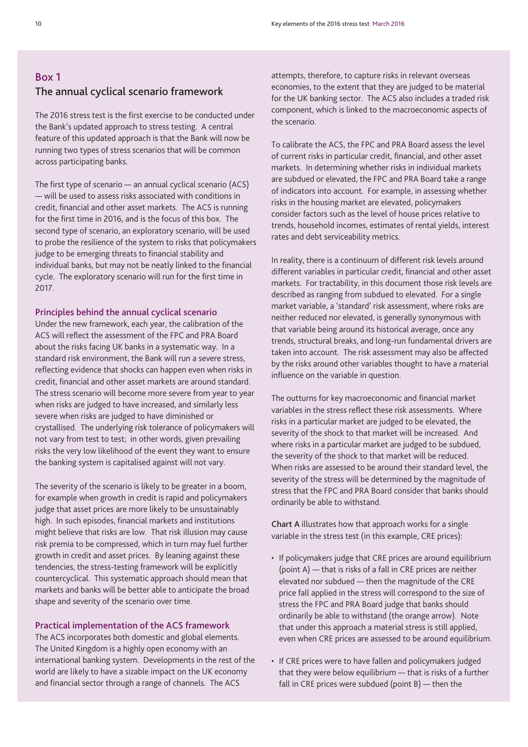## Box 1
## The annual cyclical scenario framework

The 2016 stress test is the first exercise to be conducted under the Bank's updated approach to stress testing. A central feature of this updated approach is that the Bank will now be running two types of stress scenarios that will be common across participating banks.

The first type of scenario — an annual cyclical scenario (ACS) — will be used to assess risks associated with conditions in credit, financial and other asset markets. The ACS is running for the first time in 2016, and is the focus of this box. The second type of scenario, an exploratory scenario, will be used to probe the resilience of the system to risks that policymakers judge to be emerging threats to financial stability and individual banks, but may not be neatly linked to the financial cycle. The exploratory scenario will run for the first time in 2017.

### Principles behind the annual cyclical scenario

Under the new framework, each year, the calibration of the ACS will reflect the assessment of the FPC and PRA Board about the risks facing UK banks in a systematic way. In a standard risk environment, the Bank will run a severe stress, reflecting evidence that shocks can happen even when risks in credit, financial and other asset markets are around standard. The stress scenario will become more severe from year to year when risks are judged to have increased, and similarly less severe when risks are judged to have diminished or crystallised. The underlying risk tolerance of policymakers will not vary from test to test; in other words, given prevailing risks the very low likelihood of the event they want to ensure the banking system is capitalised against will not vary.

The severity of the scenario is likely to be greater in a boom, for example when growth in credit is rapid and policymakers judge that asset prices are more likely to be unsustainably high. In such episodes, financial markets and institutions might believe that risks are low. That risk illusion may cause risk premia to be compressed, which in turn may fuel further growth in credit and asset prices. By leaning against these tendencies, the stress-testing framework will be explicitly countercyclical. This systematic approach should mean that markets and banks will be better able to anticipate the broad shape and severity of the scenario over time.

### Practical implementation of the ACS framework

The ACS incorporates both domestic and global elements. The United Kingdom is a highly open economy with an international banking system. Developments in the rest of the world are likely to have a sizable impact on the UK economy and financial sector through a range of channels. The ACS attempts, therefore, to capture risks in relevant overseas economies, to the extent that they are judged to be material for the UK banking sector. The ACS also includes a traded risk component, which is linked to the macroeconomic aspects of the scenario.

To calibrate the ACS, the FPC and PRA Board assess the level of current risks in particular credit, financial, and other asset markets. In determining whether risks in individual markets are subdued or elevated, the FPC and PRA Board take a range of indicators into account. For example, in assessing whether risks in the housing market are elevated, policymakers consider factors such as the level of house prices relative to trends, household incomes, estimates of rental yields, interest rates and debt serviceability metrics.

In reality, there is a continuum of different risk levels around different variables in particular credit, financial and other asset markets. For tractability, in this document those risk levels are described as ranging from subdued to elevated. For a single market variable, a 'standard' risk assessment, where risks are neither reduced nor elevated, is generally synonymous with that variable being around its historical average, once any trends, structural breaks, and long-run fundamental drivers are taken into account. The risk assessment may also be affected by the risks around other variables thought to have a material influence on the variable in question.

The outturns for key macroeconomic and financial market variables in the stress reflect these risk assessments. Where risks in a particular market are judged to be elevated, the severity of the shock to that market will be increased. And where risks in a particular market are judged to be subdued, the severity of the shock to that market will be reduced. When risks are assessed to be around their standard level, the severity of the stress will be determined by the magnitude of stress that the FPC and PRA Board consider that banks should ordinarily be able to withstand.

**Chart A** illustrates how that approach works for a single variable in the stress test (in this example, CRE prices):

- If policymakers judge that CRE prices are around equilibrium (point A) — that is risks of a fall in CRE prices are neither elevated nor subdued — then the magnitude of the CRE price fall applied in the stress will correspond to the size of stress that the FPC and PRA Board judge that banks should ordinarily be able to withstand (the orange arrow). Note that under this approach a material stress is still applied, even when CRE prices are assessed to be around equilibrium.
- If CRE prices were to have fallen and policymakers judged that they were below equilibrium — that is risks of a further fall in CRE prices were subdued (point B) — then the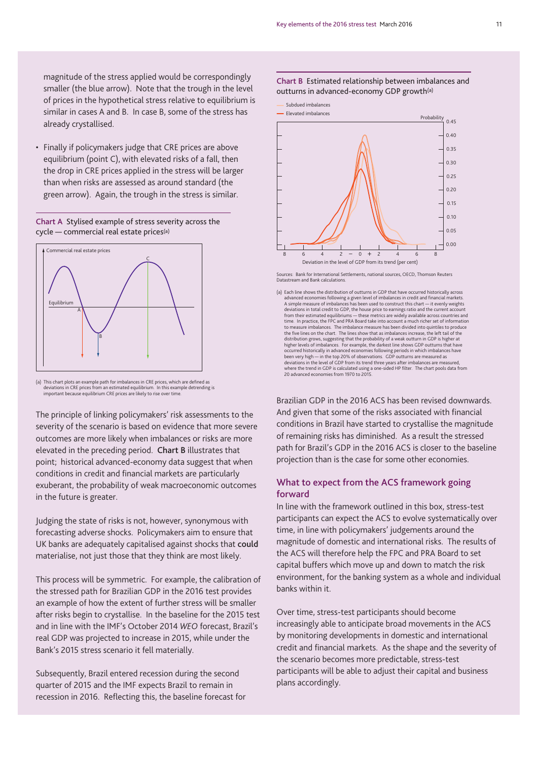magnitude of the stress applied would be correspondingly smaller (the blue arrow). Note that the trough in the level of prices in the hypothetical stress relative to equilibrium is similar in cases A and B. In case B, some of the stress has already crystallised.

- Finally if policymakers judge that CRE prices are above equilibrium (point C), with elevated risks of a fall, then the drop in CRE prices applied in the stress will be larger than when risks are assessed as around standard (the green arrow). Again, the trough in the stress is similar.

**Chart A** Stylised example of stress severity across the cycle — commercial real estate prices(a)

(a) This chart plots an example path for imbalances in CRE prices, which are defined as deviations in CRE prices from an estimated equilibrium. In this example detrending is important because equilibrium CRE prices are likely to rise over time.

The principle of linking policymakers' risk assessments to the severity of the scenario is based on evidence that more severe outcomes are more likely when imbalances or risks are more elevated in the preceding period. **Chart B** illustrates that point; historical advanced-economy data suggest that when conditions in credit and financial markets are particularly exuberant, the probability of weak macroeconomic outcomes in the future is greater.

Judging the state of risks is not, however, synonymous with forecasting adverse shocks. Policymakers aim to ensure that UK banks are adequately capitalised against shocks that **could** materialise, not just those that they think are most likely.

This process will be symmetric. For example, the calibration of the stressed path for Brazilian GDP in the 2016 test provides an example of how the extent of further stress will be smaller after risks begin to crystallise. In the baseline for the 2015 test and in line with the IMF's October 2014 *WEO* forecast, Brazil's real GDP was projected to increase in 2015, while under the Bank's 2015 stress scenario it fell materially.

Subsequently, Brazil entered recession during the second quarter of 2015 and the IMF expects Brazil to remain in recession in 2016. Reflecting this, the baseline forecast for Brazilian GDP in the 2016 ACS has been revised downwards. And given that some of the risks associated with financial conditions in Brazil have started to crystallise the magnitude of remaining risks has diminished. As a result the stressed path for Brazil's GDP in the 2016 ACS is closer to the baseline projection than is the case for some other economies.

**Chart B** Estimated relationship between imbalances and outturns in advanced-economy GDP growth(a)

Sources: Bank for International Settlements, national sources, OECD, Thomson Reuters Datastream and Bank calculations.

(a) Each line shows the distribution of outturns in GDP that have occurred historically across advanced economies following a given level of imbalances in credit and financial markets. A simple measure of imbalances has been used to construct this chart — it evenly weights deviations in total credit to GDP, the house price to earnings ratio and the current account from their estimated equilibriums — these metrics are widely available across countries and time. In practice, the FPC and PRA Board take into account a much richer set of information to measure imbalances. The imbalance measure has been divided into quintiles to produce the five lines on the chart. The lines show that as imbalances increase, the left tail of the distribution grows, suggesting that the probability of a weak outturn in GDP is higher at higher levels of imbalances. For example, the darkest line shows GDP outturns that have occurred historically in advanced economies following periods in which imbalances have been very high — in the top 20% of observations. GDP outturns are measured as deviations in the level of GDP from its trend three years after imbalances are measured, where the trend in GDP is calculated using a one-sided HP filter. The chart pools data from 20 advanced economies from 1970 to 2015.

## What to expect from the ACS framework going forward

In line with the framework outlined in this box, stress-test participants can expect the ACS to evolve systematically over time, in line with policymakers' judgements around the magnitude of domestic and international risks. The results of the ACS will therefore help the FPC and PRA Board to set capital buffers which move up and down to match the risk environment, for the banking system as a whole and individual banks within it.

Over time, stress-test participants should become increasingly able to anticipate broad movements in the ACS by monitoring developments in domestic and international credit and financial markets. As the shape and the severity of the scenario becomes more predictable, stress-test participants will be able to adjust their capital and business plans accordingly.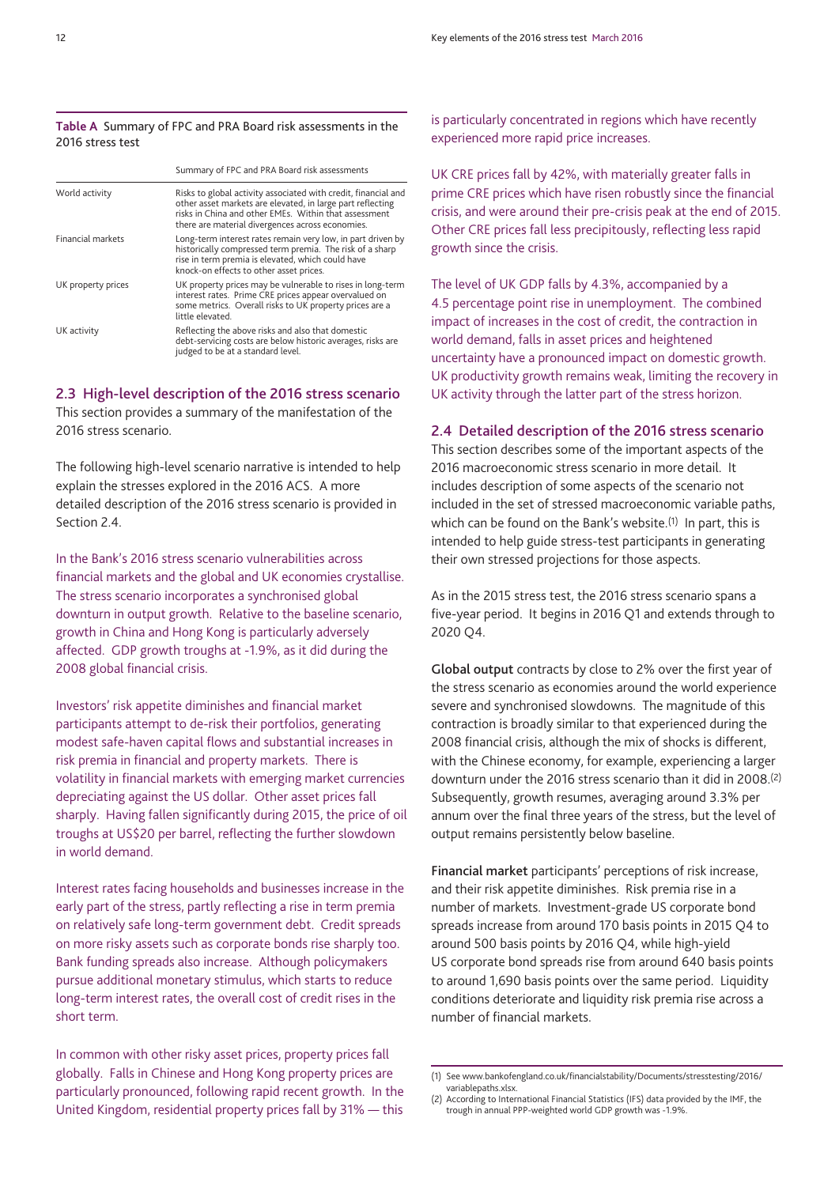**Table A** Summary of FPC and PRA Board risk assessments in the 2016 stress test

| | Summary of FPC and PRA Board risk assessments |
|---|---|
| World activity | Risks to global activity associated with credit, financial and other asset markets are elevated, in large part reflecting risks in China and other EMEs. Within that assessment there are material divergences across economies. |
| Financial markets | Long-term interest rates remain very low, in part driven by historically compressed term premia. The risk of a sharp rise in term premia is elevated, which could have knock-on effects to other asset prices. |
| UK property prices | UK property prices may be vulnerable to rises in long-term interest rates. Prime CRE prices appear overvalued on some metrics. Overall risks to UK property prices are a little elevated. |
| UK activity | Reflecting the above risks and also that domestic debt-servicing costs are below historic averages, risks are judged to be at a standard level. |

## 2.3 High-level description of the 2016 stress scenario

This section provides a summary of the manifestation of the 2016 stress scenario.

The following high-level scenario narrative is intended to help explain the stresses explored in the 2016 ACS. A more detailed description of the 2016 stress scenario is provided in Section 2.4.

In the Bank's 2016 stress scenario vulnerabilities across financial markets and the global and UK economies crystallise. The stress scenario incorporates a synchronised global downturn in output growth. Relative to the baseline scenario, growth in China and Hong Kong is particularly adversely affected. GDP growth troughs at -1.9%, as it did during the 2008 global financial crisis.

Investors' risk appetite diminishes and financial market participants attempt to de-risk their portfolios, generating modest safe-haven capital flows and substantial increases in risk premia in financial and property markets. There is volatility in financial markets with emerging market currencies depreciating against the US dollar. Other asset prices fall sharply. Having fallen significantly during 2015, the price of oil troughs at US$20 per barrel, reflecting the further slowdown in world demand.

Interest rates facing households and businesses increase in the early part of the stress, partly reflecting a rise in term premia on relatively safe long-term government debt. Credit spreads on more risky assets such as corporate bonds rise sharply too. Bank funding spreads also increase. Although policymakers pursue additional monetary stimulus, which starts to reduce long-term interest rates, the overall cost of credit rises in the short term.

In common with other risky asset prices, property prices fall globally. Falls in Chinese and Hong Kong property prices are particularly pronounced, following rapid recent growth. In the United Kingdom, residential property prices fall by 31% — this is particularly concentrated in regions which have recently experienced more rapid price increases.

UK CRE prices fall by 42%, with materially greater falls in prime CRE prices which have risen robustly since the financial crisis, and were around their pre-crisis peak at the end of 2015. Other CRE prices fall less precipitously, reflecting less rapid growth since the crisis.

The level of UK GDP falls by 4.3%, accompanied by a 4.5 percentage point rise in unemployment. The combined impact of increases in the cost of credit, the contraction in world demand, falls in asset prices and heightened uncertainty have a pronounced impact on domestic growth. UK productivity growth remains weak, limiting the recovery in UK activity through the latter part of the stress horizon.

## 2.4 Detailed description of the 2016 stress scenario

This section describes some of the important aspects of the 2016 macroeconomic stress scenario in more detail. It includes description of some aspects of the scenario not included in the set of stressed macroeconomic variable paths, which can be found on the Bank's website.[1] In part, this is intended to help guide stress-test participants in generating their own stressed projections for those aspects.

As in the 2015 stress test, the 2016 stress scenario spans a five-year period. It begins in 2016 Q1 and extends through to 2020 Q4.

**Global output** contracts by close to 2% over the first year of the stress scenario as economies around the world experience severe and synchronised slowdowns. The magnitude of this contraction is broadly similar to that experienced during the 2008 financial crisis, although the mix of shocks is different, with the Chinese economy, for example, experiencing a larger downturn under the 2016 stress scenario than it did in 2008.[2] Subsequently, growth resumes, averaging around 3.3% per annum over the final three years of the stress, but the level of output remains persistently below baseline.

**Financial market** participants' perceptions of risk increase, and their risk appetite diminishes. Risk premia rise in a number of markets. Investment-grade US corporate bond spreads increase from around 170 basis points in 2015 Q4 to around 500 basis points by 2016 Q4, while high-yield US corporate bond spreads rise from around 640 basis points to around 1,690 basis points over the same period. Liquidity conditions deteriorate and liquidity risk premia rise across a number of financial markets.

(1) See www.bankofengland.co.uk/financialstability/Documents/stresstesting/2016/variablepaths.xlsx.
(2) According to International Financial Statistics (IFS) data provided by the IMF, the trough in annual PPP-weighted world GDP growth was -1.9%.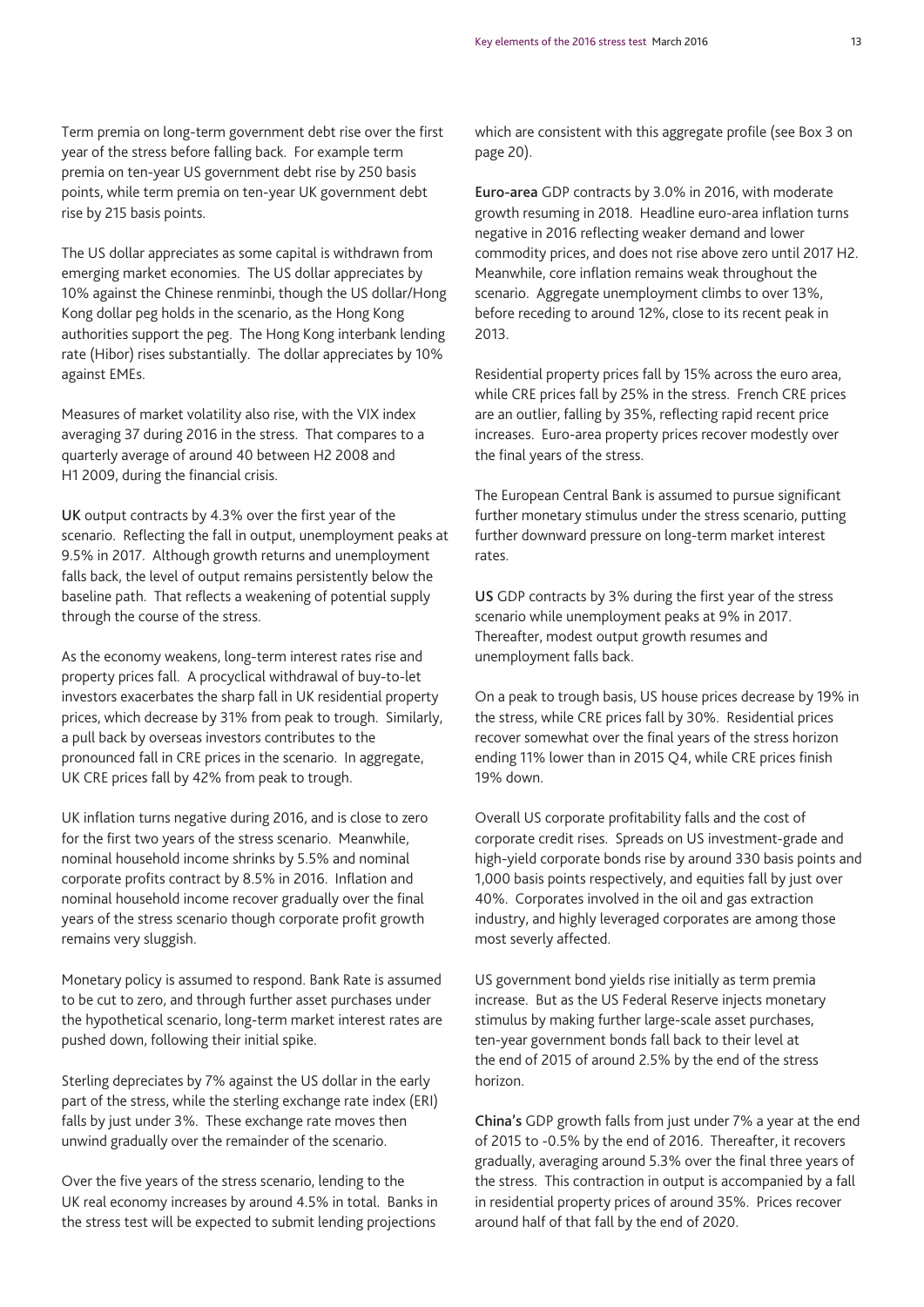Term premia on long-term government debt rise over the first year of the stress before falling back. For example term premia on ten-year US government debt rise by 250 basis points, while term premia on ten-year UK government debt rise by 215 basis points.

The US dollar appreciates as some capital is withdrawn from emerging market economies. The US dollar appreciates by 10% against the Chinese renminbi, though the US dollar/Hong Kong dollar peg holds in the scenario, as the Hong Kong authorities support the peg. The Hong Kong interbank lending rate (Hibor) rises substantially. The dollar appreciates by 10% against EMEs.

Measures of market volatility also rise, with the VIX index averaging 37 during 2016 in the stress. That compares to a quarterly average of around 40 between H2 2008 and H1 2009, during the financial crisis.

**UK** output contracts by 4.3% over the first year of the scenario. Reflecting the fall in output, unemployment peaks at 9.5% in 2017. Although growth returns and unemployment falls back, the level of output remains persistently below the baseline path. That reflects a weakening of potential supply through the course of the stress.

As the economy weakens, long-term interest rates rise and property prices fall. A procyclical withdrawal of buy-to-let investors exacerbates the sharp fall in UK residential property prices, which decrease by 31% from peak to trough. Similarly, a pull back by overseas investors contributes to the pronounced fall in CRE prices in the scenario. In aggregate, UK CRE prices fall by 42% from peak to trough.

UK inflation turns negative during 2016, and is close to zero for the first two years of the stress scenario. Meanwhile, nominal household income shrinks by 5.5% and nominal corporate profits contract by 8.5% in 2016. Inflation and nominal household income recover gradually over the final years of the stress scenario though corporate profit growth remains very sluggish.

Monetary policy is assumed to respond. Bank Rate is assumed to be cut to zero, and through further asset purchases under the hypothetical scenario, long-term market interest rates are pushed down, following their initial spike.

Sterling depreciates by 7% against the US dollar in the early part of the stress, while the sterling exchange rate index (ERI) falls by just under 3%. These exchange rate moves then unwind gradually over the remainder of the scenario.

Over the five years of the stress scenario, lending to the UK real economy increases by around 4.5% in total. Banks in the stress test will be expected to submit lending projections which are consistent with this aggregate profile (see Box 3 on page 20).

**Euro-area** GDP contracts by 3.0% in 2016, with moderate growth resuming in 2018. Headline euro-area inflation turns negative in 2016 reflecting weaker demand and lower commodity prices, and does not rise above zero until 2017 H2. Meanwhile, core inflation remains weak throughout the scenario. Aggregate unemployment climbs to over 13%, before receding to around 12%, close to its recent peak in 2013.

Residential property prices fall by 15% across the euro area, while CRE prices fall by 25% in the stress. French CRE prices are an outlier, falling by 35%, reflecting rapid recent price increases. Euro-area property prices recover modestly over the final years of the stress.

The European Central Bank is assumed to pursue significant further monetary stimulus under the stress scenario, putting further downward pressure on long-term market interest rates.

**US** GDP contracts by 3% during the first year of the stress scenario while unemployment peaks at 9% in 2017. Thereafter, modest output growth resumes and unemployment falls back.

On a peak to trough basis, US house prices decrease by 19% in the stress, while CRE prices fall by 30%. Residential prices recover somewhat over the final years of the stress horizon ending 11% lower than in 2015 Q4, while CRE prices finish 19% down.

Overall US corporate profitability falls and the cost of corporate credit rises. Spreads on US investment-grade and high-yield corporate bonds rise by around 330 basis points and 1,000 basis points respectively, and equities fall by just over 40%. Corporates involved in the oil and gas extraction industry, and highly leveraged corporates are among those most severely affected.

US government bond yields rise initially as term premia increase. But as the US Federal Reserve injects monetary stimulus by making further large-scale asset purchases, ten-year government bonds fall back to their level at the end of 2015 of around 2.5% by the end of the stress horizon.

**China's** GDP growth falls from just under 7% a year at the end of 2015 to -0.5% by the end of 2016. Thereafter, it recovers gradually, averaging around 5.3% over the final three years of the stress. This contraction in output is accompanied by a fall in residential property prices of around 35%. Prices recover around half of that fall by the end of 2020.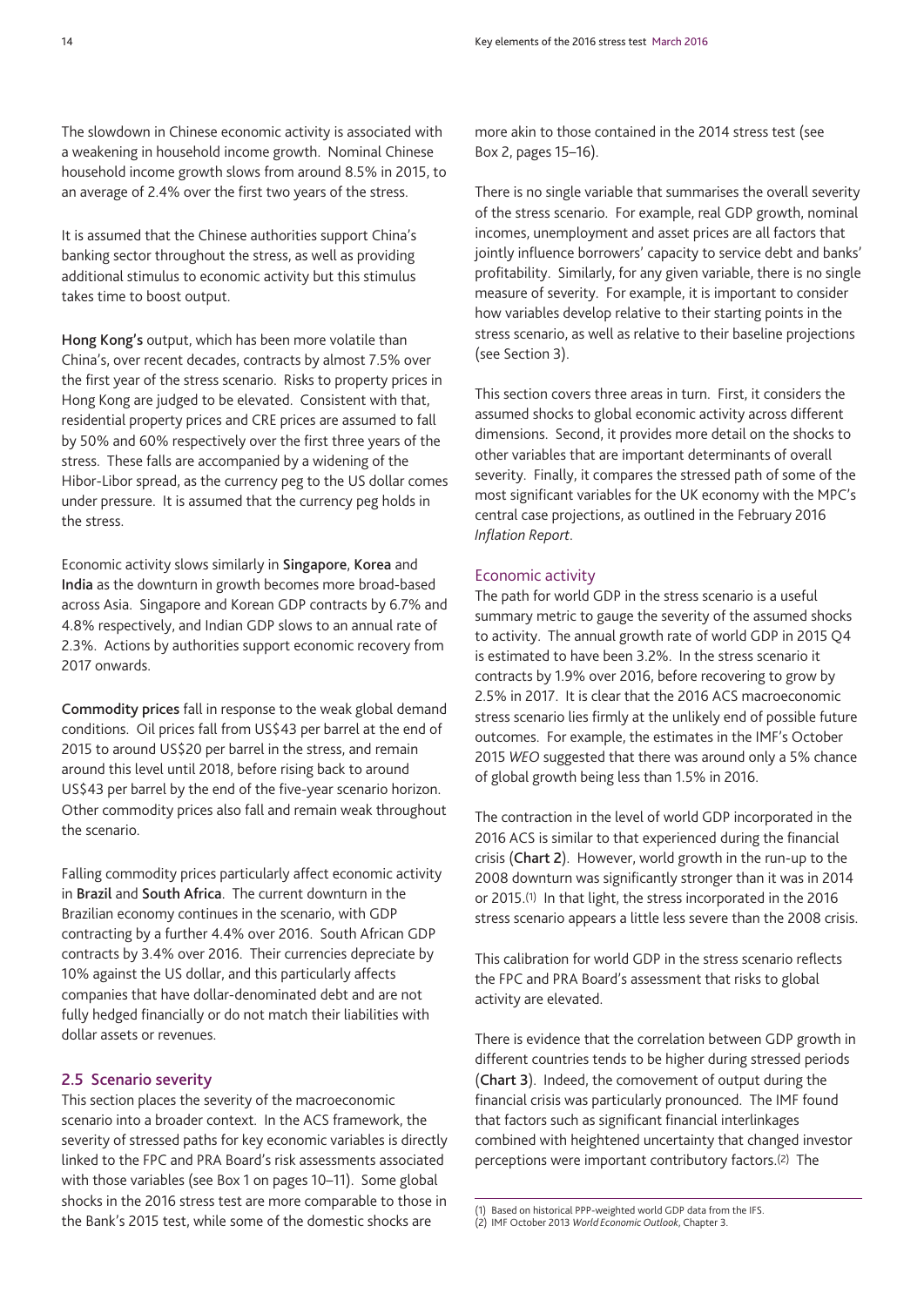The slowdown in Chinese economic activity is associated with a weakening in household income growth. Nominal Chinese household income growth slows from around 8.5% in 2015, to an average of 2.4% over the first two years of the stress.

It is assumed that the Chinese authorities support China's banking sector throughout the stress, as well as providing additional stimulus to economic activity but this stimulus takes time to boost output.

**Hong Kong's** output, which has been more volatile than China's, over recent decades, contracts by almost 7.5% over the first year of the stress scenario. Risks to property prices in Hong Kong are judged to be elevated. Consistent with that, residential property prices and CRE prices are assumed to fall by 50% and 60% respectively over the first three years of the stress. These falls are accompanied by a widening of the Hibor-Libor spread, as the currency peg to the US dollar comes under pressure. It is assumed that the currency peg holds in the stress.

Economic activity slows similarly in **Singapore**, **Korea** and **India** as the downturn in growth becomes more broad-based across Asia. Singapore and Korean GDP contracts by 6.7% and 4.8% respectively, and Indian GDP slows to an annual rate of 2.3%. Actions by authorities support economic recovery from 2017 onwards.

**Commodity prices** fall in response to the weak global demand conditions. Oil prices fall from US$43 per barrel at the end of 2015 to around US$20 per barrel in the stress, and remain around this level until 2018, before rising back to around US$43 per barrel by the end of the five-year scenario horizon. Other commodity prices also fall and remain weak throughout the scenario.

Falling commodity prices particularly affect economic activity in **Brazil** and **South Africa**. The current downturn in the Brazilian economy continues in the scenario, with GDP contracting by a further 4.4% over 2016. South African GDP contracts by 3.4% over 2016. Their currencies depreciate by 10% against the US dollar, and this particularly affects companies that have dollar-denominated debt and are not fully hedged financially or do not match their liabilities with dollar assets or revenues.

## 2.5 Scenario severity

This section places the severity of the macroeconomic scenario into a broader context. In the ACS framework, the severity of stressed paths for key economic variables is directly linked to the FPC and PRA Board's risk assessments associated with those variables (see Box 1 on pages 10–11). Some global shocks in the 2016 stress test are more comparable to those in the Bank's 2015 test, while some of the domestic shocks are more akin to those contained in the 2014 stress test (see Box 2, pages 15–16).

There is no single variable that summarises the overall severity of the stress scenario. For example, real GDP growth, nominal incomes, unemployment and asset prices are all factors that jointly influence borrowers' capacity to service debt and banks' profitability. Similarly, for any given variable, there is no single measure of severity. For example, it is important to consider how variables develop relative to their starting points in the stress scenario, as well as relative to their baseline projections (see Section 3).

This section covers three areas in turn. First, it considers the assumed shocks to global economic activity across different dimensions. Second, it provides more detail on the shocks to other variables that are important determinants of overall severity. Finally, it compares the stressed path of some of the most significant variables for the UK economy with the MPC's central case projections, as outlined in the February 2016 *Inflation Report*.

### Economic activity

The path for world GDP in the stress scenario is a useful summary metric to gauge the severity of the assumed shocks to activity. The annual growth rate of world GDP in 2015 Q4 is estimated to have been 3.2%. In the stress scenario it contracts by 1.9% over 2016, before recovering to grow by 2.5% in 2017. It is clear that the 2016 ACS macroeconomic stress scenario lies firmly at the unlikely end of possible future outcomes. For example, the estimates in the IMF's October 2015 *WEO* suggested that there was around only a 5% chance of global growth being less than 1.5% in 2016.

The contraction in the level of world GDP incorporated in the 2016 ACS is similar to that experienced during the financial crisis (**Chart 2**). However, world growth in the run-up to the 2008 downturn was significantly stronger than it was in 2014 or 2015.[1] In that light, the stress incorporated in the 2016 stress scenario appears a little less severe than the 2008 crisis.

This calibration for world GDP in the stress scenario reflects the FPC and PRA Board's assessment that risks to global activity are elevated.

There is evidence that the correlation between GDP growth in different countries tends to be higher during stressed periods (**Chart 3**). Indeed, the comovement of output during the financial crisis was particularly pronounced. The IMF found that factors such as significant financial interlinkages combined with heightened uncertainty that changed investor perceptions were important contributory factors.[2] The

(1) Based on historical PPP-weighted world GDP data from the IFS.
(2) IMF October 2013 *World Economic Outlook*, Chapter 3.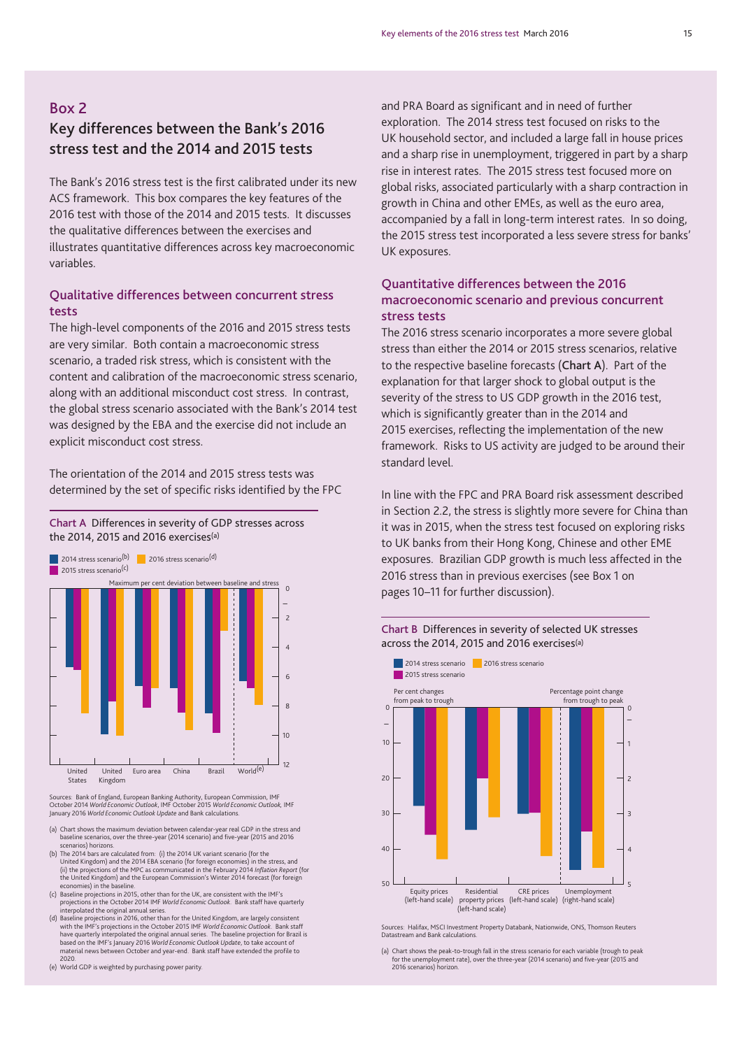## Box 2

### Key differences between the Bank's 2016 stress test and the 2014 and 2015 tests

The Bank's 2016 stress test is the first calibrated under its new ACS framework. This box compares the key features of the 2016 test with those of the 2014 and 2015 tests. It discusses the qualitative differences between the exercises and illustrates quantitative differences across key macroeconomic variables.

#### Qualitative differences between concurrent stress tests

The high-level components of the 2016 and 2015 stress tests are very similar. Both contain a macroeconomic stress scenario, a traded risk stress, which is consistent with the content and calibration of the macroeconomic stress scenario, along with an additional misconduct cost stress. In contrast, the global stress scenario associated with the Bank's 2014 test was designed by the EBA and the exercise did not include an explicit misconduct cost stress.

The orientation of the 2014 and 2015 stress tests was determined by the set of specific risks identified by the FPC and PRA Board as significant and in need of further exploration. The 2014 stress test focused on risks to the UK household sector, and included a large fall in house prices and a sharp rise in unemployment, triggered in part by a sharp rise in interest rates. The 2015 stress test focused more on global risks, associated particularly with a sharp contraction in growth in China and other EMEs, as well as the euro area, accompanied by a fall in long-term interest rates. In so doing, the 2015 stress test incorporated a less severe stress for banks' UK exposures.

**Chart A** Differences in severity of GDP stresses across the 2014, 2015 and 2016 exercises(a)

Sources: Bank of England, European Banking Authority, European Commission, IMF October 2014 *World Economic Outlook*, IMF October 2015 *World Economic Outlook*, IMF January 2016 *World Economic Outlook Update* and Bank calculations.

(a) Chart shows the maximum deviation between calendar-year real GDP in the stress and baseline scenarios, over the three-year (2014 scenario) and five-year (2015 and 2016 scenarios) horizons.
(b) The 2014 bars are calculated from: (i) the 2014 UK variant scenario (for the United Kingdom) and the 2014 EBA scenario (for foreign economies) in the stress, and (ii) the projections of the MPC as communicated in the February 2014 *Inflation Report* (for the United Kingdom) and the European Commission's Winter 2014 forecast (for foreign economies) in the baseline.
(c) Baseline projections in 2015, other than for the UK, are consistent with the IMF's projections in the October 2014 IMF *World Economic Outlook*. Bank staff have quarterly interpolated the original annual series.
(d) Baseline projections in 2016, other than for the United Kingdom, are largely consistent with the IMF's projections in the October 2015 IMF *World Economic Outlook*. Bank staff have quarterly interpolated the original annual series. The baseline projection for Brazil is based on the IMF's January 2016 *World Economic Outlook Update*, to take account of material news between October and year-end. Bank staff have extended the profile to 2020.
(e) World GDP is weighted by purchasing power parity.

#### Quantitative differences between the 2016 macroeconomic scenario and previous concurrent stress tests

The 2016 stress scenario incorporates a more severe global stress than either the 2014 or 2015 stress scenarios, relative to the respective baseline forecasts (**Chart A**). Part of the explanation for that larger shock to global output is the severity of the stress to US GDP growth in the 2016 test, which is significantly greater than in the 2014 and 2015 exercises, reflecting the implementation of the new framework. Risks to US activity are judged to be around their standard level.

In line with the FPC and PRA Board risk assessment described in Section 2.2, the stress is slightly more severe for China than it was in 2015, when the stress test focused on exploring risks to UK banks from their Hong Kong, Chinese and other EME exposures. Brazilian GDP growth is much less affected in the 2016 stress than in previous exercises (see Box 1 on pages 10–11 for further discussion).

**Chart B** Differences in severity of selected UK stresses across the 2014, 2015 and 2016 exercises(a)

Sources: Halifax, MSCI Investment Property Databank, Nationwide, ONS, Thomson Reuters Datastream and Bank calculations.

(a) Chart shows the peak-to-trough fall in the stress scenario for each variable (trough to peak for the unemployment rate), over the three-year (2014 scenario) and five-year (2015 and 2016 scenarios) horizon.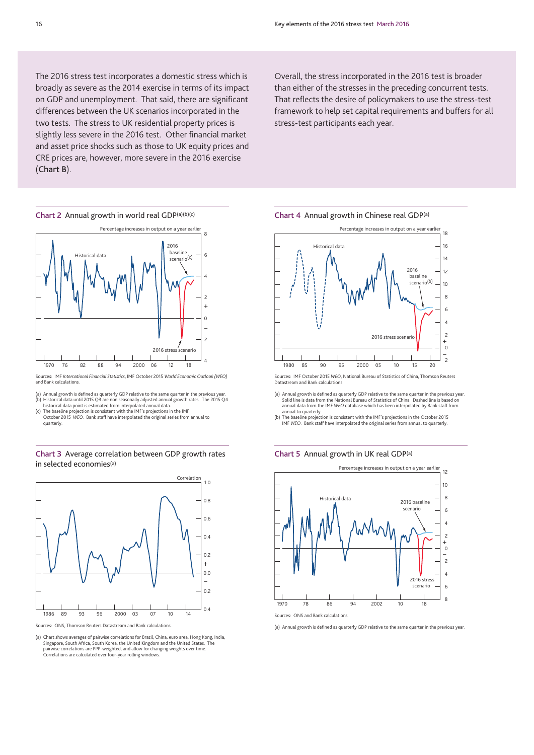The 2016 stress test incorporates a domestic stress which is broadly as severe as the 2014 exercise in terms of its impact on GDP and unemployment. That said, there are significant differences between the UK scenarios incorporated in the two tests. The stress to UK residential property prices is slightly less severe in the 2016 test. Other financial market and asset price shocks such as those to UK equity prices and CRE prices are, however, more severe in the 2016 exercise (**Chart B**).

Overall, the stress incorporated in the 2016 test is broader than either of the stresses in the preceding concurrent tests. That reflects the desire of policymakers to use the stress-test framework to help set capital requirements and buffers for all stress-test participants each year.

**Chart 2** Annual growth in world real GDP[(a)(b)(c)]

Sources: IMF *International Financial Statistics*, IMF October 2015 *World Economic Outlook (WEO)* and Bank calculations.

(a) Annual growth is defined as quarterly GDP relative to the same quarter in the previous year.
(b) Historical data until 2015 Q3 are non seasonally adjusted annual growth rates. The 2015 Q4 historical data point is estimated from interpolated annual data.
(c) The baseline projection is consistent with the IMF's projections in the IMF October 2015 *WEO*. Bank staff have interpolated the original series from annual to quarterly.

**Chart 3** Average correlation between GDP growth rates in selected economies[(a)]

Sources: ONS, Thomson Reuters Datastream and Bank calculations.

(a) Chart shows averages of pairwise correlations for Brazil, China, euro area, Hong Kong, India, Singapore, South Africa, South Korea, the United Kingdom and the United States. The pairwise correlations are PPP-weighted, and allow for changing weights over time. Correlations are calculated over four-year rolling windows.

**Chart 4** Annual growth in Chinese real GDP[(a)]

Sources: IMF October 2015 *WEO*, National Bureau of Statistics of China, Thomson Reuters Datastream and Bank calculations.

(a) Annual growth is defined as quarterly GDP relative to the same quarter in the previous year. Solid line is data from the National Bureau of Statistics of China. Dashed line is based on annual data from the IMF *WEO* database which has been interpolated by Bank staff from annual to quarterly.
(b) The baseline projection is consistent with the IMF's projections in the October 2015 IMF *WEO*. Bank staff have interpolated the original series from annual to quarterly.

**Chart 5** Annual growth in UK real GDP[(a)]

Sources: ONS and Bank calculations.

(a) Annual growth is defined as quarterly GDP relative to the same quarter in the previous year.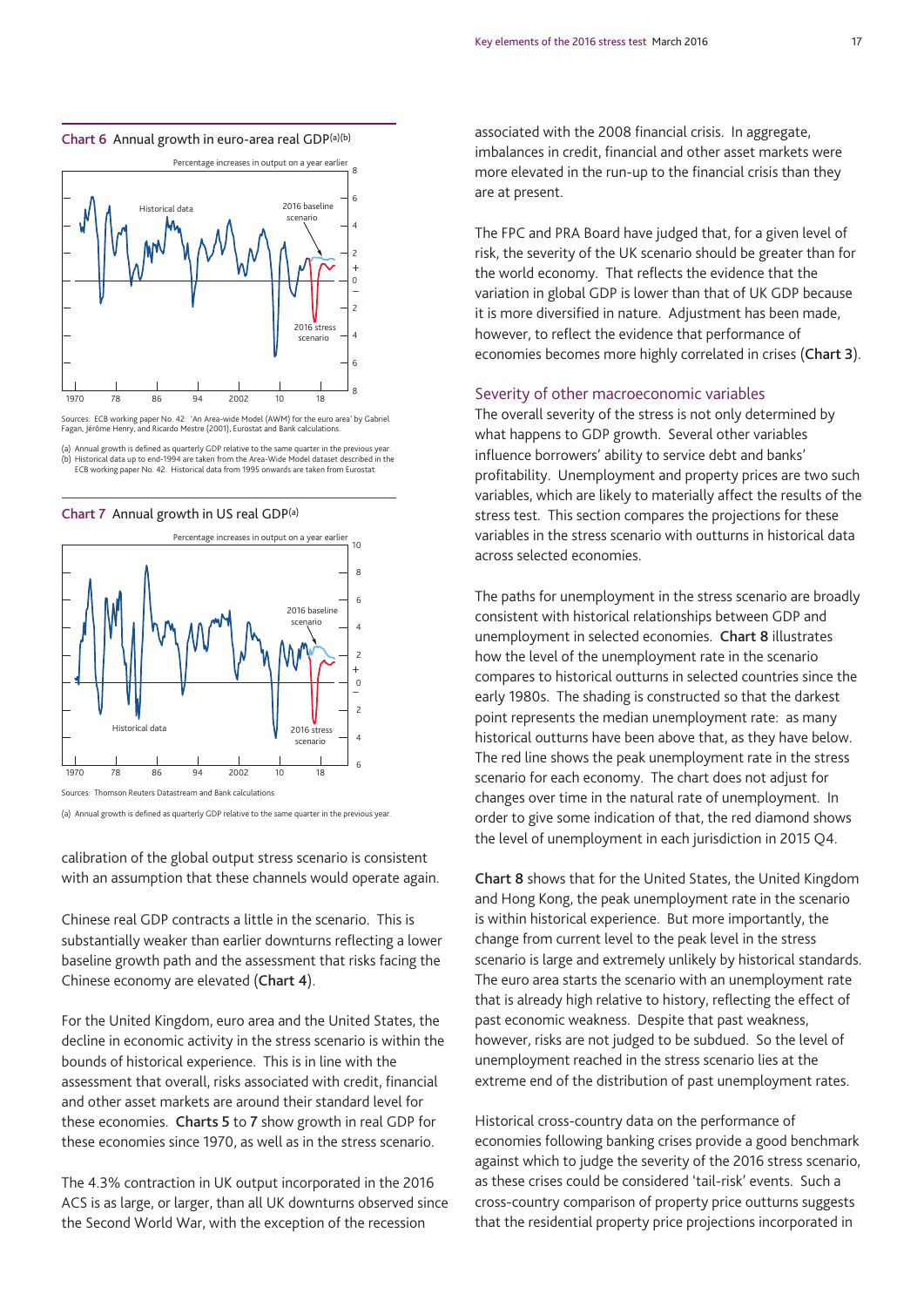**Chart 6** Annual growth in euro-area real GDP(a)(b)

Sources: ECB working paper No. 42: 'An Area-wide Model (AWM) for the euro area' by Gabriel Fagan, Jérôme Henry, and Ricardo Mestre (2001), Eurostat and Bank calculations.

(a) Annual growth is defined as quarterly GDP relative to the same quarter in the previous year.
(b) Historical data up to end-1994 are taken from the Area-Wide Model dataset described in the ECB working paper No. 42. Historical data from 1995 onwards are taken from Eurostat.

**Chart 7** Annual growth in US real GDP(a)

Sources: Thomson Reuters Datastream and Bank calculations.

(a) Annual growth is defined as quarterly GDP relative to the same quarter in the previous year.

calibration of the global output stress scenario is consistent with an assumption that these channels would operate again.

Chinese real GDP contracts a little in the scenario. This is substantially weaker than earlier downturns reflecting a lower baseline growth path and the assessment that risks facing the Chinese economy are elevated (**Chart 4**).

For the United Kingdom, euro area and the United States, the decline in economic activity in the stress scenario is within the bounds of historical experience. This is in line with the assessment that overall, risks associated with credit, financial and other asset markets are around their standard level for these economies. **Charts 5** to **7** show growth in real GDP for these economies since 1970, as well as in the stress scenario.

The 4.3% contraction in UK output incorporated in the 2016 ACS is as large, or larger, than all UK downturns observed since the Second World War, with the exception of the recession associated with the 2008 financial crisis. In aggregate, imbalances in credit, financial and other asset markets were more elevated in the run-up to the financial crisis than they are at present.

The FPC and PRA Board have judged that, for a given level of risk, the severity of the UK scenario should be greater than for the world economy. That reflects the evidence that the variation in global GDP is lower than that of UK GDP because it is more diversified in nature. Adjustment has been made, however, to reflect the evidence that performance of economies becomes more highly correlated in crises (**Chart 3**).

### Severity of other macroeconomic variables

The overall severity of the stress is not only determined by what happens to GDP growth. Several other variables influence borrowers' ability to service debt and banks' profitability. Unemployment and property prices are two such variables, which are likely to materially affect the results of the stress test. This section compares the projections for these variables in the stress scenario with outturns in historical data across selected economies.

The paths for unemployment in the stress scenario are broadly consistent with historical relationships between GDP and unemployment in selected economies. **Chart 8** illustrates how the level of the unemployment rate in the scenario compares to historical outturns in selected countries since the early 1980s. The shading is constructed so that the darkest point represents the median unemployment rate: as many historical outturns have been above that, as they have below. The red line shows the peak unemployment rate in the stress scenario for each economy. The chart does not adjust for changes over time in the natural rate of unemployment. In order to give some indication of that, the red diamond shows the level of unemployment in each jurisdiction in 2015 Q4.

**Chart 8** shows that for the United States, the United Kingdom and Hong Kong, the peak unemployment rate in the scenario is within historical experience. But more importantly, the change from current level to the peak level in the stress scenario is large and extremely unlikely by historical standards. The euro area starts the scenario with an unemployment rate that is already high relative to history, reflecting the effect of past economic weakness. Despite that past weakness, however, risks are not judged to be subdued. So the level of unemployment reached in the stress scenario lies at the extreme end of the distribution of past unemployment rates.

Historical cross-country data on the performance of economies following banking crises provide a good benchmark against which to judge the severity of the 2016 stress scenario, as these crises could be considered 'tail-risk' events. Such a cross-country comparison of property price outturns suggests that the residential property price projections incorporated in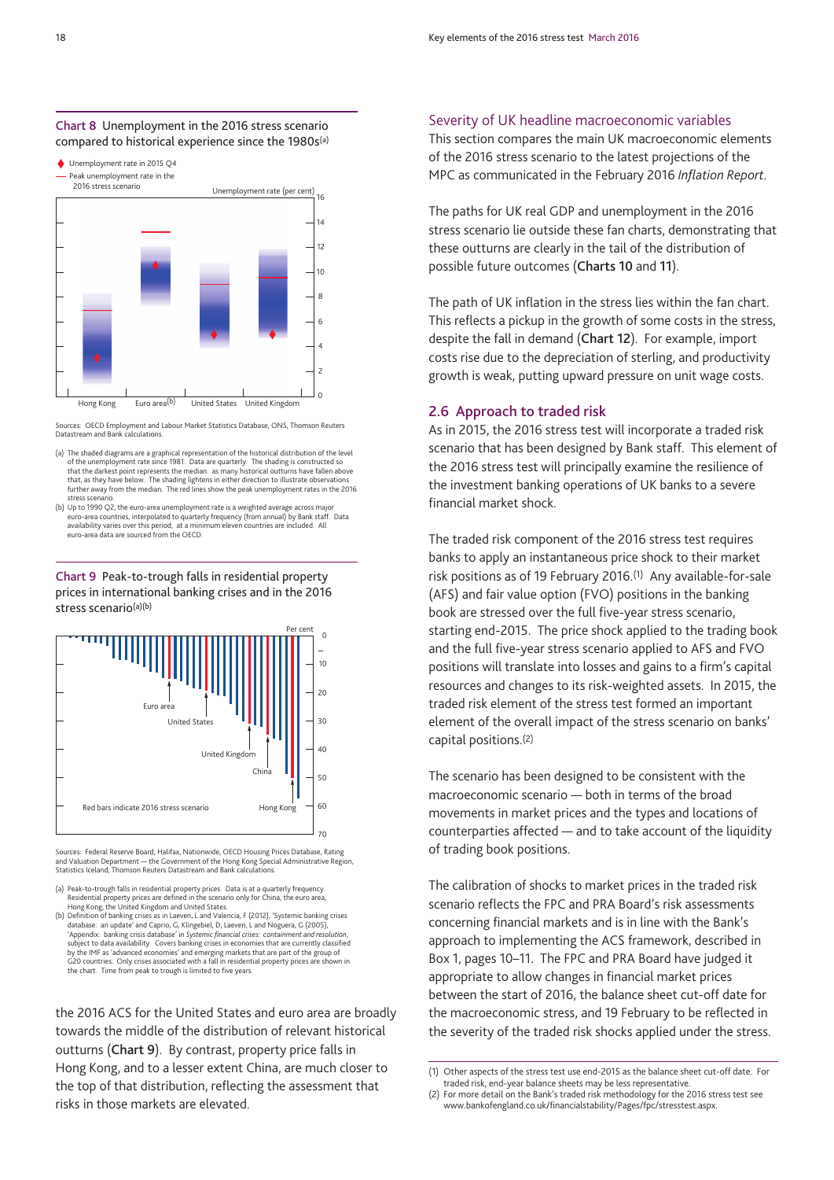**Chart 8** Unemployment in the 2016 stress scenario compared to historical experience since the 1980s[(a)]

Sources: OECD Employment and Labour Market Statistics Database, ONS, Thomson Reuters Datastream and Bank calculations.

(a) The shaded diagrams are a graphical representation of the historical distribution of the level of the unemployment rate since 1981. Data are quarterly. The shading is constructed so that the darkest point represents the median: as many historical outturns have fallen above that, as they have below. The shading lightens in either direction to illustrate observations further away from the median. The red lines show the peak unemployment rates in the 2016 stress scenario.
(b) Up to 1990 Q2, the euro-area unemployment rate is a weighted average across major euro-area countries, interpolated to quarterly frequency (from annual) by Bank staff. Data availability varies over this period; at a minimum eleven countries are included. All euro-area data are sourced from the OECD.

**Chart 9** Peak-to-trough falls in residential property prices in international banking crises and in the 2016 stress scenario[(a)(b)]

Sources: Federal Reserve Board, Halifax, Nationwide, OECD Housing Prices Database, Rating and Valuation Department — the Government of the Hong Kong Special Administrative Region, Statistics Iceland, Thomson Reuters Datastream and Bank calculations.

(a) Peak-to-trough falls in residential property prices. Data is at a quarterly frequency. Residential property prices are defined in the scenario only for China, the euro area, Hong Kong, the United Kingdom and United States.
(b) Definition of banking crises as in Laeven, L and Valencia, F (2012), 'Systemic banking crises database: an update' and Caprio, G, Klingebiel, D, Laeven, L and Noguera, G (2005), 'Appendix: banking crisis database' in *Systemic financial crises: containment and resolution*, subject to data availability. Covers banking crises in economies that are currently classified by the IMF as 'advanced economies' and emerging markets that are part of the group of G20 countries. Only crises associated with a fall in residential property prices are shown in the chart. Time from peak to trough is limited to five years.

the 2016 ACS for the United States and euro area are broadly towards the middle of the distribution of relevant historical outturns (**Chart 9**). By contrast, property price falls in Hong Kong, and to a lesser extent China, are much closer to the top of that distribution, reflecting the assessment that risks in those markets are elevated.

### Severity of UK headline macroeconomic variables

This section compares the main UK macroeconomic elements of the 2016 stress scenario to the latest projections of the MPC as communicated in the February 2016 *Inflation Report*.

The paths for UK real GDP and unemployment in the 2016 stress scenario lie outside these fan charts, demonstrating that these outturns are clearly in the tail of the distribution of possible future outcomes (**Charts 10** and **11**).

The path of UK inflation in the stress lies within the fan chart. This reflects a pickup in the growth of some costs in the stress, despite the fall in demand (**Chart 12**). For example, import costs rise due to the depreciation of sterling, and productivity growth is weak, putting upward pressure on unit wage costs.

## 2.6 Approach to traded risk

As in 2015, the 2016 stress test will incorporate a traded risk scenario that has been designed by Bank staff. This element of the 2016 stress test will principally examine the resilience of the investment banking operations of UK banks to a severe financial market shock.

The traded risk component of the 2016 stress test requires banks to apply an instantaneous price shock to their market risk positions as of 19 February 2016.[(1)] Any available-for-sale (AFS) and fair value option (FVO) positions in the banking book are stressed over the full five-year stress scenario, starting end-2015. The price shock applied to the trading book and the full five-year stress scenario applied to AFS and FVO positions will translate into losses and gains to a firm's capital resources and changes to its risk-weighted assets. In 2015, the traded risk element of the stress test formed an important element of the overall impact of the stress scenario on banks' capital positions.[(2)]

The scenario has been designed to be consistent with the macroeconomic scenario — both in terms of the broad movements in market prices and the types and locations of counterparties affected — and to take account of the liquidity of trading book positions.

The calibration of shocks to market prices in the traded risk scenario reflects the FPC and PRA Board's risk assessments concerning financial markets and is in line with the Bank's approach to implementing the ACS framework, described in Box 1, pages 10–11. The FPC and PRA Board have judged it appropriate to allow changes in financial market prices between the start of 2016, the balance sheet cut-off date for the macroeconomic stress, and 19 February to be reflected in the severity of the traded risk shocks applied under the stress.

(1) Other aspects of the stress test use end-2015 as the balance sheet cut-off date. For traded risk, end-year balance sheets may be less representative.
(2) For more detail on the Bank's traded risk methodology for the 2016 stress test see www.bankofengland.co.uk/financialstability/Pages/fpc/stresstest.aspx.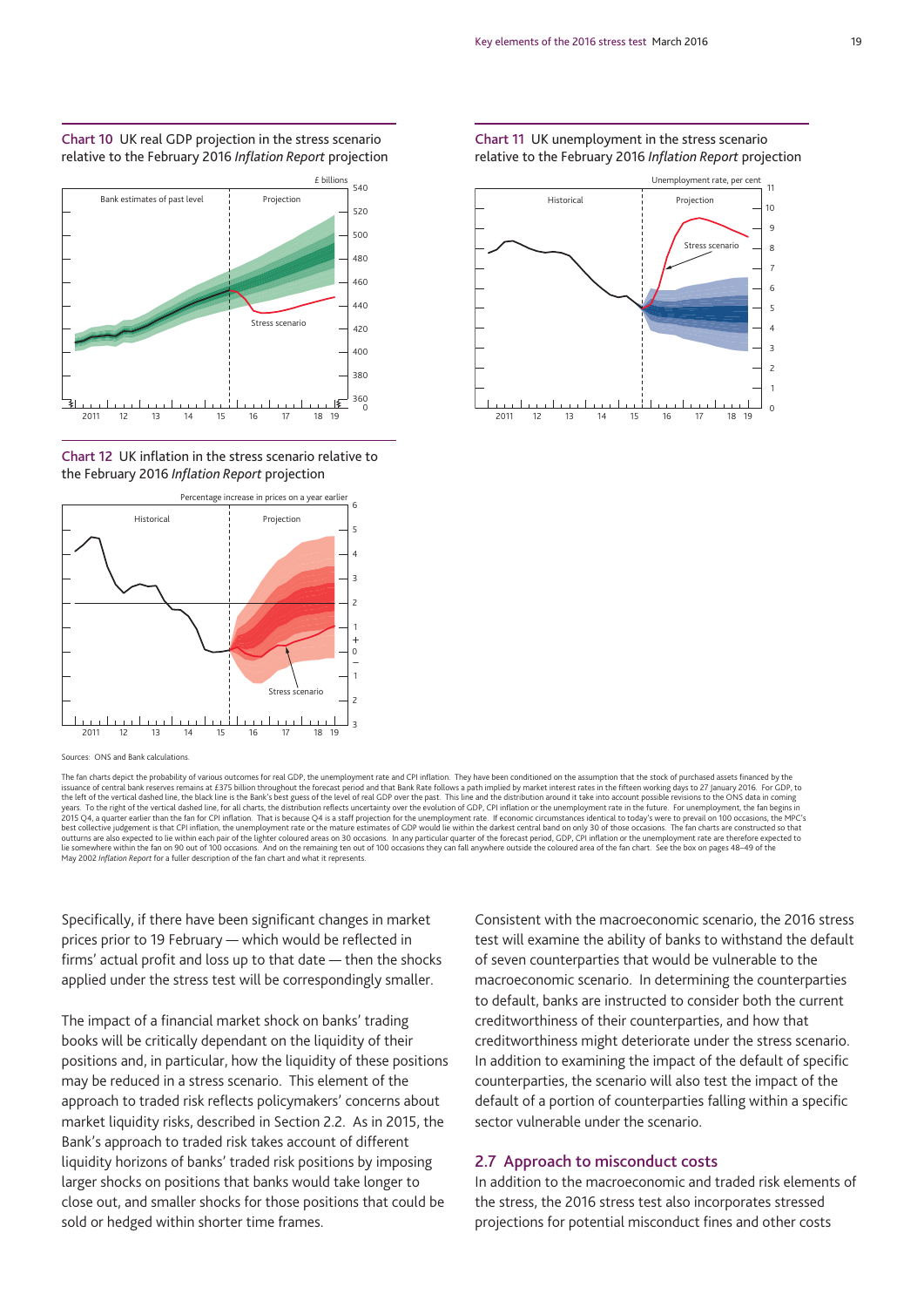**Chart 10** UK real GDP projection in the stress scenario relative to the February 2016 *Inflation Report* projection

**Chart 11** UK unemployment in the stress scenario relative to the February 2016 *Inflation Report* projection

**Chart 12** UK inflation in the stress scenario relative to the February 2016 *Inflation Report* projection

Sources: ONS and Bank calculations.

The fan charts depict the probability of various outcomes for real GDP, the unemployment rate and CPI inflation. They have been conditioned on the assumption that the stock of purchased assets financed by the issuance of central bank reserves remains at £375 billion throughout the forecast period and that Bank Rate follows a path implied by market interest rates in the fifteen working days to 27 January 2016. For GDP, to the left of the vertical dashed line, the black line is the Bank's best guess of the level of real GDP over the past. This line and the distribution around it take into account possible revisions to the ONS data in coming years. To the right of the vertical dashed line, for all charts, the distribution reflects uncertainty over the evolution of GDP, CPI inflation or the unemployment rate in the future. For unemployment, the fan begins in 2015 Q4, a quarter earlier than the fan for CPI inflation. That is because Q4 is a staff projection for the unemployment rate. If economic circumstances identical to today's were to prevail on 100 occasions, the MPC's best collective judgement is that CPI inflation, the unemployment rate or the mature estimates of GDP would lie within the darkest central band on only 30 of those occasions. The fan charts are constructed so that outturns are also expected to lie within each pair of the lighter coloured areas on 30 occasions. In any particular quarter of the forecast period, GDP, CPI inflation or the unemployment rate are therefore expected to lie somewhere within the fan on 90 out of 100 occasions. And on the remaining ten out of 100 occasions they can fall anywhere outside the coloured area of the fan chart. See the box on pages 48–49 of the May 2002 *Inflation Report* for a fuller description of the fan chart and what it represents.

Specifically, if there have been significant changes in market prices prior to 19 February — which would be reflected in firms' actual profit and loss up to that date — then the shocks applied under the stress test will be correspondingly smaller.

The impact of a financial market shock on banks' trading books will be critically dependant on the liquidity of their positions and, in particular, how the liquidity of these positions may be reduced in a stress scenario. This element of the approach to traded risk reflects policymakers' concerns about market liquidity risks, described in Section 2.2. As in 2015, the Bank's approach to traded risk takes account of different liquidity horizons of banks' traded risk positions by imposing larger shocks on positions that banks would take longer to close out, and smaller shocks for those positions that could be sold or hedged within shorter time frames.

Consistent with the macroeconomic scenario, the 2016 stress test will examine the ability of banks to withstand the default of seven counterparties that would be vulnerable to the macroeconomic scenario. In determining the counterparties to default, banks are instructed to consider both the current creditworthiness of their counterparties, and how that creditworthiness might deteriorate under the stress scenario. In addition to examining the impact of the default of specific counterparties, the scenario will also test the impact of the default of a portion of counterparties falling within a specific sector vulnerable under the scenario.

## 2.7 Approach to misconduct costs

In addition to the macroeconomic and traded risk elements of the stress, the 2016 stress test also incorporates stressed projections for potential misconduct fines and other costs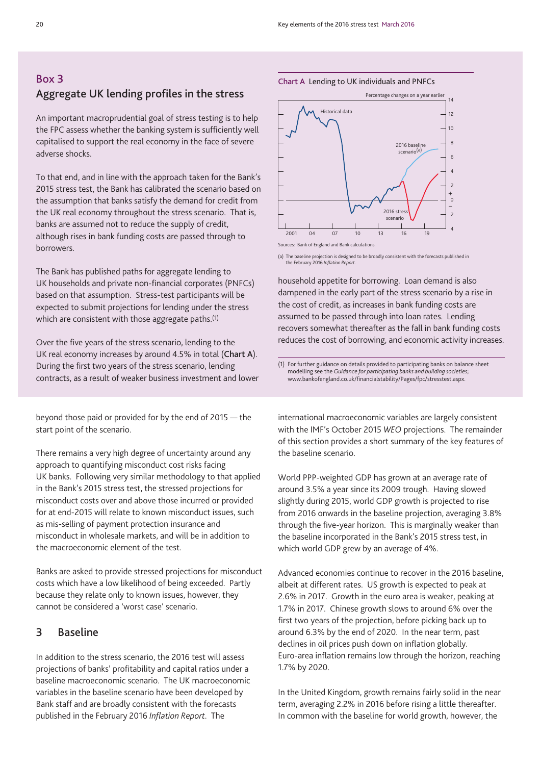## Box 3

### Aggregate UK lending profiles in the stress

An important macroprudential goal of stress testing is to help the FPC assess whether the banking system is sufficiently well capitalised to support the real economy in the face of severe adverse shocks.

To that end, and in line with the approach taken for the Bank's 2015 stress test, the Bank has calibrated the scenario based on the assumption that banks satisfy the demand for credit from the UK real economy throughout the stress scenario. That is, banks are assumed not to reduce the supply of credit, although rises in bank funding costs are passed through to borrowers.

The Bank has published paths for aggregate lending to UK households and private non-financial corporates (PNFCs) based on that assumption. Stress-test participants will be expected to submit projections for lending under the stress which are consistent with those aggregate paths.[1]

Over the five years of the stress scenario, lending to the UK real economy increases by around 4.5% in total (**Chart A**). During the first two years of the stress scenario, lending contracts, as a result of weaker business investment and lower household appetite for borrowing. Loan demand is also dampened in the early part of the stress scenario by a rise in the cost of credit, as increases in bank funding costs are assumed to be passed through into loan rates. Lending recovers somewhat thereafter as the fall in bank funding costs reduces the cost of borrowing, and economic activity increases.

**Chart A** Lending to UK individuals and PNFCs

Sources: Bank of England and Bank calculations.

(a) The baseline projection is designed to be broadly consistent with the forecasts published in the February 2016 *Inflation Report*.

(1) For further guidance on details provided to participating banks on balance sheet modelling see the *Guidance for participating banks and building societies*; www.bankofengland.co.uk/financialstability/Pages/fpc/stresstest.aspx.

---

beyond those paid or provided for by the end of 2015 — the start point of the scenario.

There remains a very high degree of uncertainty around any approach to quantifying misconduct cost risks facing UK banks. Following very similar methodology to that applied in the Bank's 2015 stress test, the stressed projections for misconduct costs over and above those incurred or provided for at end-2015 will relate to known misconduct issues, such as mis-selling of payment protection insurance and misconduct in wholesale markets, and will be in addition to the macroeconomic element of the test.

Banks are asked to provide stressed projections for misconduct costs which have a low likelihood of being exceeded. Partly because they relate only to known issues, however, they cannot be considered a 'worst case' scenario.

## 3 Baseline

In addition to the stress scenario, the 2016 test will assess projections of banks' profitability and capital ratios under a baseline macroeconomic scenario. The UK macroeconomic variables in the baseline scenario have been developed by Bank staff and are broadly consistent with the forecasts published in the February 2016 *Inflation Report*. The international macroeconomic variables are largely consistent with the IMF's October 2015 *WEO* projections. The remainder of this section provides a short summary of the key features of the baseline scenario.

World PPP-weighted GDP has grown at an average rate of around 3.5% a year since its 2009 trough. Having slowed slightly during 2015, world GDP growth is projected to rise from 2016 onwards in the baseline projection, averaging 3.8% through the five-year horizon. This is marginally weaker than the baseline incorporated in the Bank's 2015 stress test, in which world GDP grew by an average of 4%.

Advanced economies continue to recover in the 2016 baseline, albeit at different rates. US growth is expected to peak at 2.6% in 2017. Growth in the euro area is weaker, peaking at 1.7% in 2017. Chinese growth slows to around 6% over the first two years of the projection, before picking back up to around 6.3% by the end of 2020. In the near term, past declines in oil prices push down on inflation globally. Euro-area inflation remains low through the horizon, reaching 1.7% by 2020.

In the United Kingdom, growth remains fairly solid in the near term, averaging 2.2% in 2016 before rising a little thereafter. In common with the baseline for world growth, however, the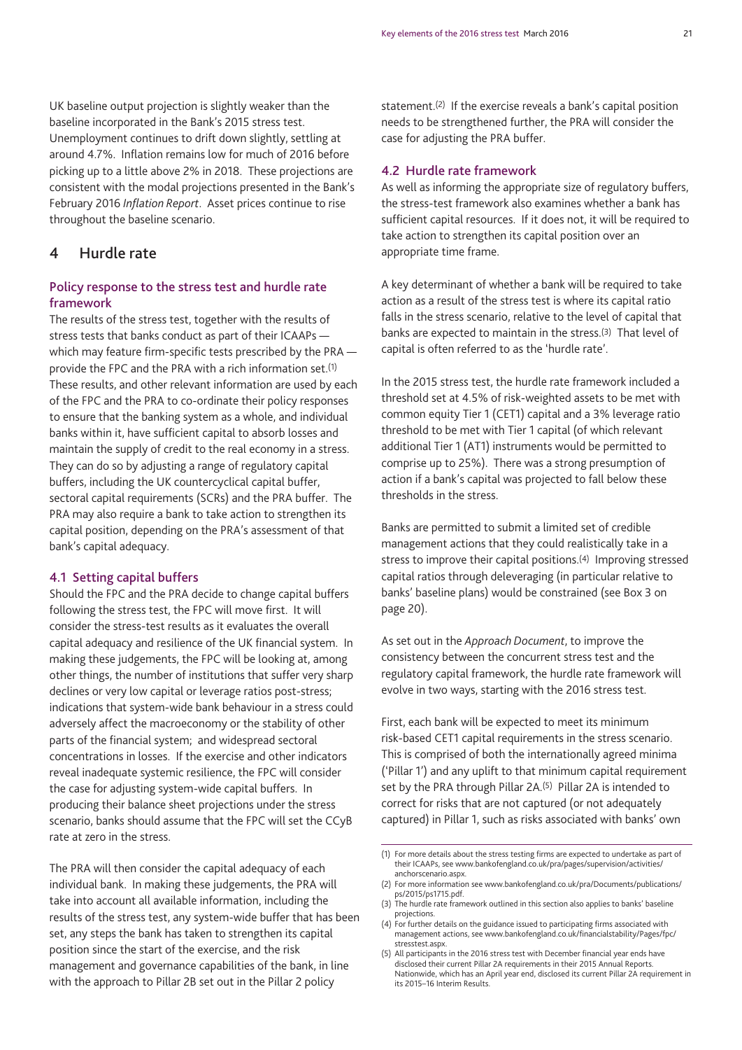UK baseline output projection is slightly weaker than the baseline incorporated in the Bank's 2015 stress test. Unemployment continues to drift down slightly, settling at around 4.7%. Inflation remains low for much of 2016 before picking up to a little above 2% in 2018. These projections are consistent with the modal projections presented in the Bank's February 2016 *Inflation Report*. Asset prices continue to rise throughout the baseline scenario.

# 4 Hurdle rate

## Policy response to the stress test and hurdle rate framework

The results of the stress test, together with the results of stress tests that banks conduct as part of their ICAAPs — which may feature firm-specific tests prescribed by the PRA — provide the FPC and the PRA with a rich information set.[1] These results, and other relevant information are used by each of the FPC and the PRA to co-ordinate their policy responses to ensure that the banking system as a whole, and individual banks within it, have sufficient capital to absorb losses and maintain the supply of credit to the real economy in a stress. They can do so by adjusting a range of regulatory capital buffers, including the UK countercyclical capital buffer, sectoral capital requirements (SCRs) and the PRA buffer. The PRA may also require a bank to take action to strengthen its capital position, depending on the PRA's assessment of that bank's capital adequacy.

### 4.1 Setting capital buffers

Should the FPC and the PRA decide to change capital buffers following the stress test, the FPC will move first. It will consider the stress-test results as it evaluates the overall capital adequacy and resilience of the UK financial system. In making these judgements, the FPC will be looking at, among other things, the number of institutions that suffer very sharp declines or very low capital or leverage ratios post-stress; indications that system-wide bank behaviour in a stress could adversely affect the macroeconomy or the stability of other parts of the financial system; and widespread sectoral concentrations in losses. If the exercise and other indicators reveal inadequate systemic resilience, the FPC will consider the case for adjusting system-wide capital buffers. In producing their balance sheet projections under the stress scenario, banks should assume that the FPC will set the CCyB rate at zero in the stress.

The PRA will then consider the capital adequacy of each individual bank. In making these judgements, the PRA will take into account all available information, including the results of the stress test, any system-wide buffer that has been set, any steps the bank has taken to strengthen its capital position since the start of the exercise, and the risk management and governance capabilities of the bank, in line with the approach to Pillar 2B set out in the Pillar 2 policy statement.[2] If the exercise reveals a bank's capital position needs to be strengthened further, the PRA will consider the case for adjusting the PRA buffer.

### 4.2 Hurdle rate framework

As well as informing the appropriate size of regulatory buffers, the stress-test framework also examines whether a bank has sufficient capital resources. If it does not, it will be required to take action to strengthen its capital position over an appropriate time frame.

A key determinant of whether a bank will be required to take action as a result of the stress test is where its capital ratio falls in the stress scenario, relative to the level of capital that banks are expected to maintain in the stress.[3] That level of capital is often referred to as the 'hurdle rate'.

In the 2015 stress test, the hurdle rate framework included a threshold set at 4.5% of risk-weighted assets to be met with common equity Tier 1 (CET1) capital and a 3% leverage ratio threshold to be met with Tier 1 capital (of which relevant additional Tier 1 (AT1) instruments would be permitted to comprise up to 25%). There was a strong presumption of action if a bank's capital was projected to fall below these thresholds in the stress.

Banks are permitted to submit a limited set of credible management actions that they could realistically take in a stress to improve their capital positions.[4] Improving stressed capital ratios through deleveraging (in particular relative to banks' baseline plans) would be constrained (see Box 3 on page 20).

As set out in the *Approach Document*, to improve the consistency between the concurrent stress test and the regulatory capital framework, the hurdle rate framework will evolve in two ways, starting with the 2016 stress test.

First, each bank will be expected to meet its minimum risk-based CET1 capital requirements in the stress scenario. This is comprised of both the internationally agreed minima ('Pillar 1') and any uplift to that minimum capital requirement set by the PRA through Pillar 2A.[5] Pillar 2A is intended to correct for risks that are not captured (or not adequately captured) in Pillar 1, such as risks associated with banks' own

(1) For more details about the stress testing firms are expected to undertake as part of their ICAAPs, see www.bankofengland.co.uk/pra/pages/supervision/activities/anchorscenario.aspx.
(2) For more information see www.bankofengland.co.uk/pra/Documents/publications/ps/2015/ps1715.pdf.
(3) The hurdle rate framework outlined in this section also applies to banks' baseline projections.
(4) For further details on the guidance issued to participating firms associated with management actions, see www.bankofengland.co.uk/financialstability/Pages/fpc/stresstest.aspx.
(5) All participants in the 2016 stress test with December financial year ends have disclosed their current Pillar 2A requirements in their 2015 Annual Reports. Nationwide, which has an April year end, disclosed its current Pillar 2A requirement in its 2015–16 Interim Results.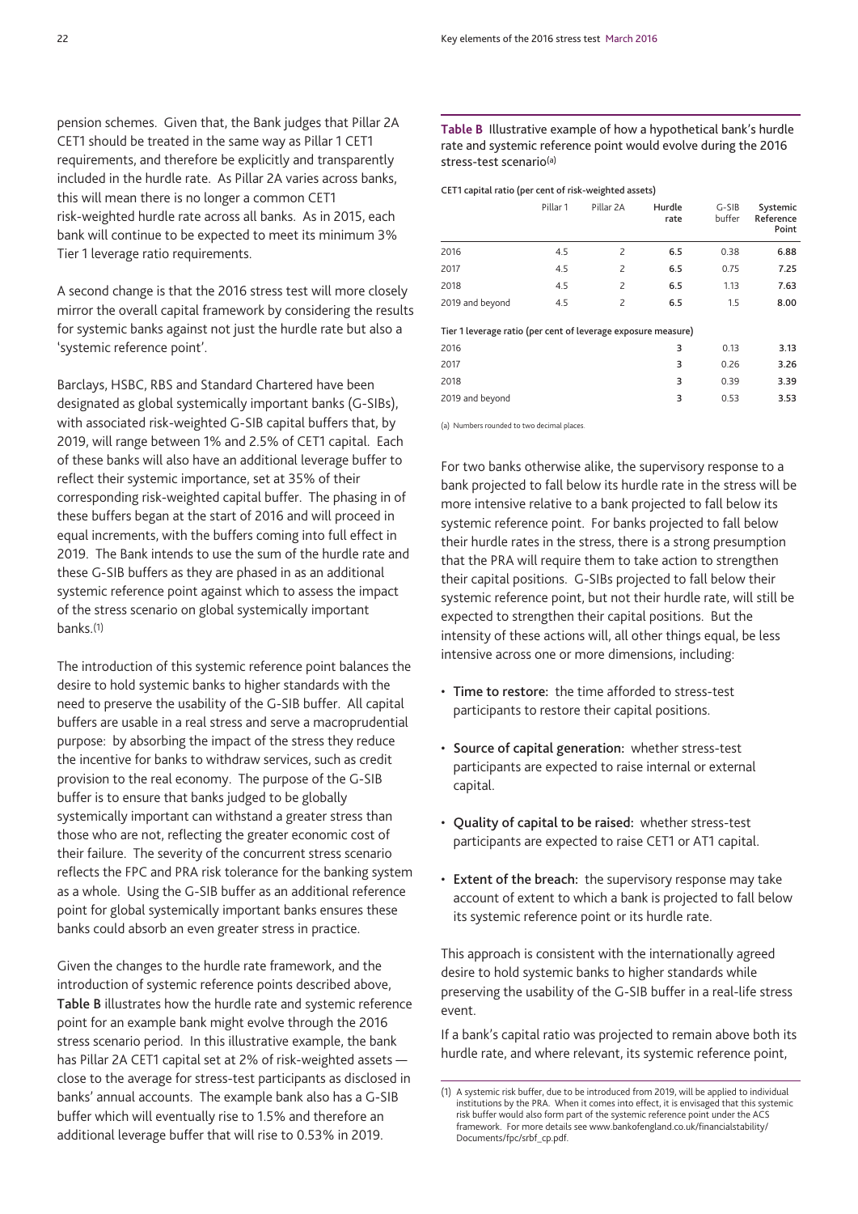pension schemes. Given that, the Bank judges that Pillar 2A CET1 should be treated in the same way as Pillar 1 CET1 requirements, and therefore be explicitly and transparently included in the hurdle rate. As Pillar 2A varies across banks, this will mean there is no longer a common CET1 risk-weighted hurdle rate across all banks. As in 2015, each bank will continue to be expected to meet its minimum 3% Tier 1 leverage ratio requirements.

A second change is that the 2016 stress test will more closely mirror the overall capital framework by considering the results for systemic banks against not just the hurdle rate but also a 'systemic reference point'.

Barclays, HSBC, RBS and Standard Chartered have been designated as global systemically important banks (G-SIBs), with associated risk-weighted G-SIB capital buffers that, by 2019, will range between 1% and 2.5% of CET1 capital. Each of these banks will also have an additional leverage buffer to reflect their systemic importance, set at 35% of their corresponding risk-weighted capital buffer. The phasing in of these buffers began at the start of 2016 and will proceed in equal increments, with the buffers coming into full effect in 2019. The Bank intends to use the sum of the hurdle rate and these G-SIB buffers as they are phased in as an additional systemic reference point against which to assess the impact of the stress scenario on global systemically important banks.[1]

The introduction of this systemic reference point balances the desire to hold systemic banks to higher standards with the need to preserve the usability of the G-SIB buffer. All capital buffers are usable in a real stress and serve a macroprudential purpose: by absorbing the impact of the stress they reduce the incentive for banks to withdraw services, such as credit provision to the real economy. The purpose of the G-SIB buffer is to ensure that banks judged to be globally systemically important can withstand a greater stress than those who are not, reflecting the greater economic cost of their failure. The severity of the concurrent stress scenario reflects the FPC and PRA risk tolerance for the banking system as a whole. Using the G-SIB buffer as an additional reference point for global systemically important banks ensures these banks could absorb an even greater stress in practice.

Given the changes to the hurdle rate framework, and the introduction of systemic reference points described above, **Table B** illustrates how the hurdle rate and systemic reference point for an example bank might evolve through the 2016 stress scenario period. In this illustrative example, the bank has Pillar 2A CET1 capital set at 2% of risk-weighted assets — close to the average for stress-test participants as disclosed in banks' annual accounts. The example bank also has a G-SIB buffer which will eventually rise to 1.5% and therefore an additional leverage buffer that will rise to 0.53% in 2019.

**Table B** Illustrative example of how a hypothetical bank's hurdle rate and systemic reference point would evolve during the 2016 stress-test scenario[(a)]

| | Pillar 1 | Pillar 2A | Hurdle rate | G-SIB buffer | Systemic Reference Point |
|---|---|---|---|---|---|
| **CET1 capital ratio (per cent of risk-weighted assets)** | | | | | |
| 2016 | 4.5 | 2 | **6.5** | 0.38 | **6.88** |
| 2017 | 4.5 | 2 | **6.5** | 0.75 | **7.25** |
| 2018 | 4.5 | 2 | **6.5** | 1.13 | **7.63** |
| 2019 and beyond | 4.5 | 2 | **6.5** | 1.5 | **8.00** |
| **Tier 1 leverage ratio (per cent of leverage exposure measure)** | | | | | |
| 2016 | | | 3 | 0.13 | **3.13** |
| 2017 | | | 3 | 0.26 | **3.26** |
| 2018 | | | 3 | 0.39 | **3.39** |
| 2019 and beyond | | | 3 | 0.53 | **3.53** |

(a) Numbers rounded to two decimal places.

For two banks otherwise alike, the supervisory response to a bank projected to fall below its hurdle rate in the stress will be more intensive relative to a bank projected to fall below its systemic reference point. For banks projected to fall below their hurdle rates in the stress, there is a strong presumption that the PRA will require them to take action to strengthen their capital positions. G-SIBs projected to fall below their systemic reference point, but not their hurdle rate, will still be expected to strengthen their capital positions. But the intensity of these actions will, all other things equal, be less intensive across one or more dimensions, including:

- **Time to restore:** the time afforded to stress-test participants to restore their capital positions.
- **Source of capital generation:** whether stress-test participants are expected to raise internal or external capital.
- **Quality of capital to be raised:** whether stress-test participants are expected to raise CET1 or AT1 capital.
- **Extent of the breach:** the supervisory response may take account of extent to which a bank is projected to fall below its systemic reference point or its hurdle rate.

This approach is consistent with the internationally agreed desire to hold systemic banks to higher standards while preserving the usability of the G-SIB buffer in a real-life stress event.

If a bank's capital ratio was projected to remain above both its hurdle rate, and where relevant, its systemic reference point,

(1) A systemic risk buffer, due to be introduced from 2019, will be applied to individual institutions by the PRA. When it comes into effect, it is envisaged that this systemic risk buffer would also form part of the systemic reference point under the ACS framework. For more details see www.bankofengland.co.uk/financialstability/Documents/fpc/srbf_cp.pdf.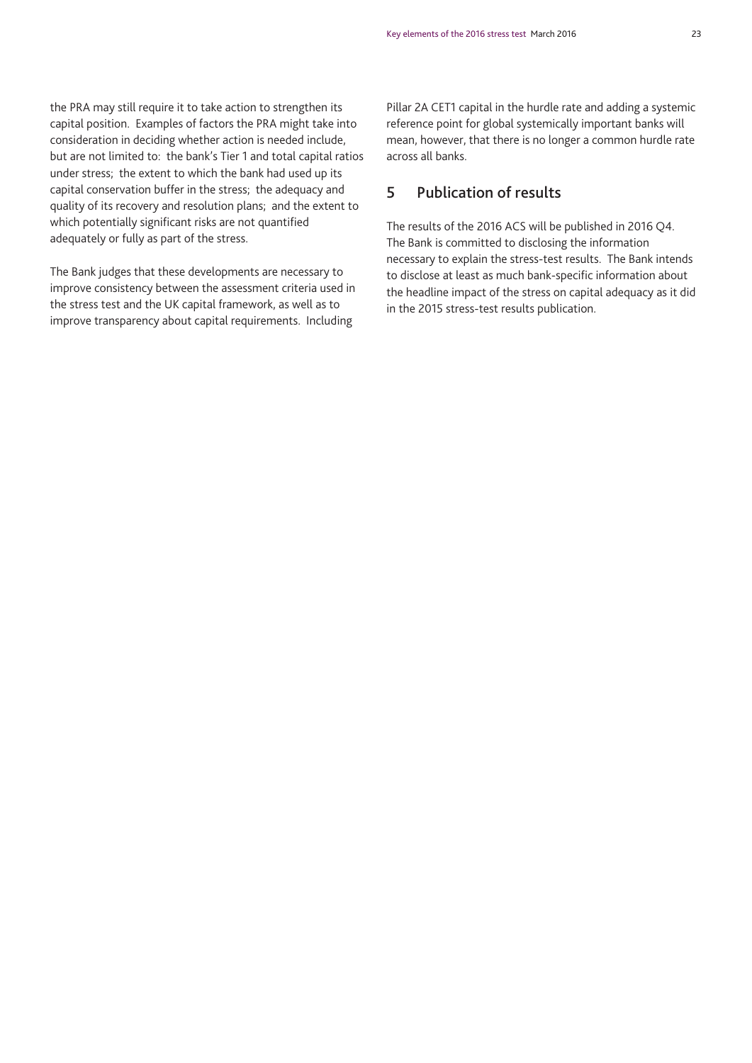the PRA may still require it to take action to strengthen its capital position. Examples of factors the PRA might take into consideration in deciding whether action is needed include, but are not limited to: the bank's Tier 1 and total capital ratios under stress; the extent to which the bank had used up its capital conservation buffer in the stress; the adequacy and quality of its recovery and resolution plans; and the extent to which potentially significant risks are not quantified adequately or fully as part of the stress.

The Bank judges that these developments are necessary to improve consistency between the assessment criteria used in the stress test and the UK capital framework, as well as to improve transparency about capital requirements. Including Pillar 2A CET1 capital in the hurdle rate and adding a systemic reference point for global systemically important banks will mean, however, that there is no longer a common hurdle rate across all banks.

## 5 Publication of results

The results of the 2016 ACS will be published in 2016 Q4. The Bank is committed to disclosing the information necessary to explain the stress-test results. The Bank intends to disclose at least as much bank-specific information about the headline impact of the stress on capital adequacy as it did in the 2015 stress-test results publication.